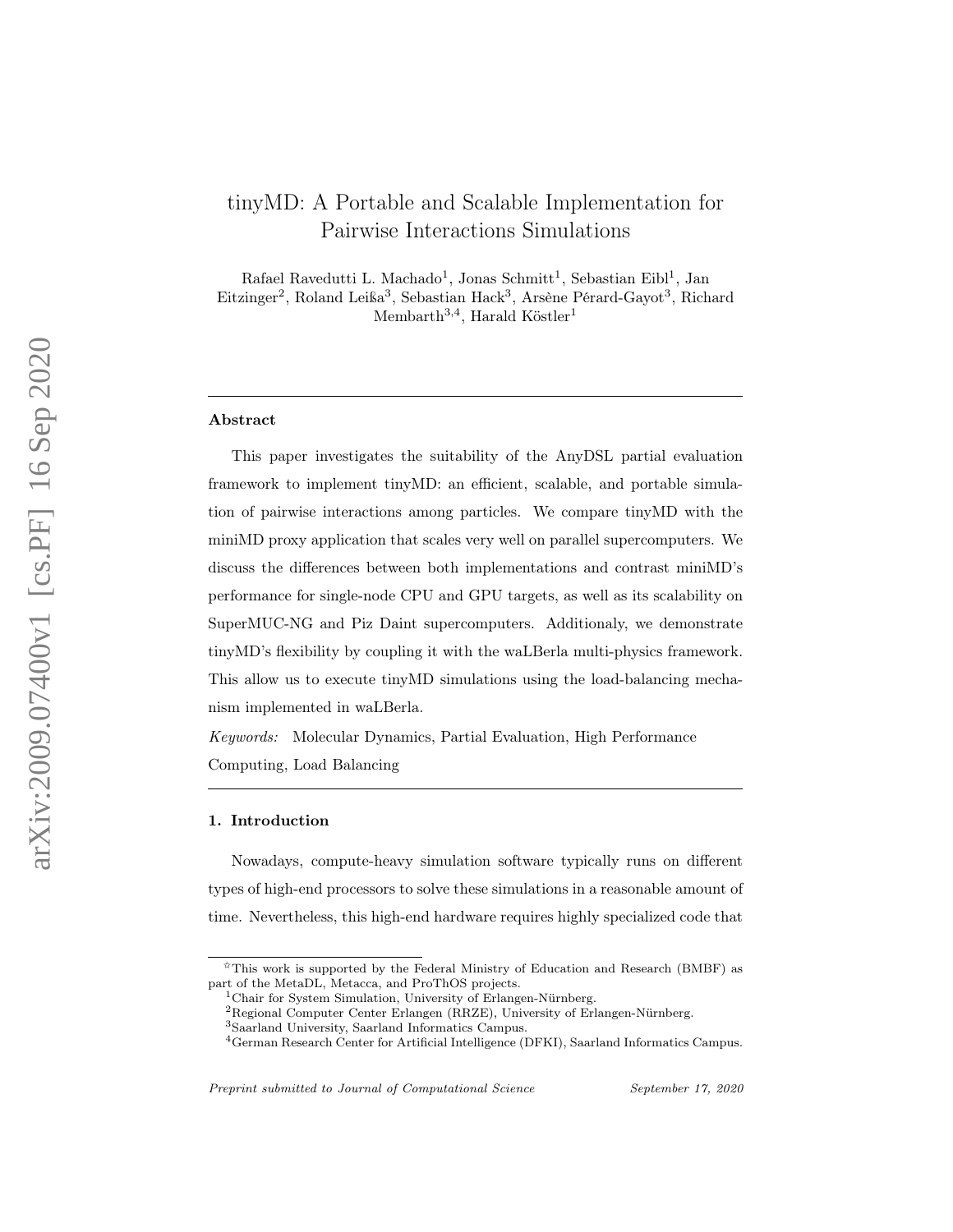# tinyMD: A Portable and Scalable Implementation for Pairwise Interactions Simulations

Rafael Ravedutti L. Machado[1], Jonas Schmitt[1], Sebastian Eibl[1], Jan Eitzinger[2], Roland Leißa[3], Sebastian Hack[3], Arsène Pérard-Gayot[3], Richard Membarth[3,4], Harald Köstler[1]

---

### Abstract

This paper investigates the suitability of the AnyDSL partial evaluation framework to implement tinyMD: an efficient, scalable, and portable simulation of pairwise interactions among particles. We compare tinyMD with the miniMD proxy application that scales very well on parallel supercomputers. We discuss the differences between both implementations and contrast miniMD's performance for single-node CPU and GPU targets, as well as its scalability on SuperMUC-NG and Piz Daint supercomputers. Additionaly, we demonstrate tinyMD's flexibility by coupling it with the waLBerla multi-physics framework. This allow us to execute tinyMD simulations using the load-balancing mechanism implemented in waLBerla.

*Keywords:* Molecular Dynamics, Partial Evaluation, High Performance Computing, Load Balancing

---

## 1. Introduction

Nowadays, compute-heavy simulation software typically runs on different types of high-end processors to solve these simulations in a reasonable amount of time. Nevertheless, this high-end hardware requires highly specialized code that

---

☆This work is supported by the Federal Ministry of Education and Research (BMBF) as part of the MetaDL, Metacca, and ProThOS projects.

[1]Chair for System Simulation, University of Erlangen-Nürnberg.

[2]Regional Computer Center Erlangen (RRZE), University of Erlangen-Nürnberg.

[3]Saarland University, Saarland Informatics Campus.

[4]German Research Center for Artificial Intelligence (DFKI), Saarland Informatics Campus.

*Preprint submitted to Journal of Computational Science* *September 17, 2020*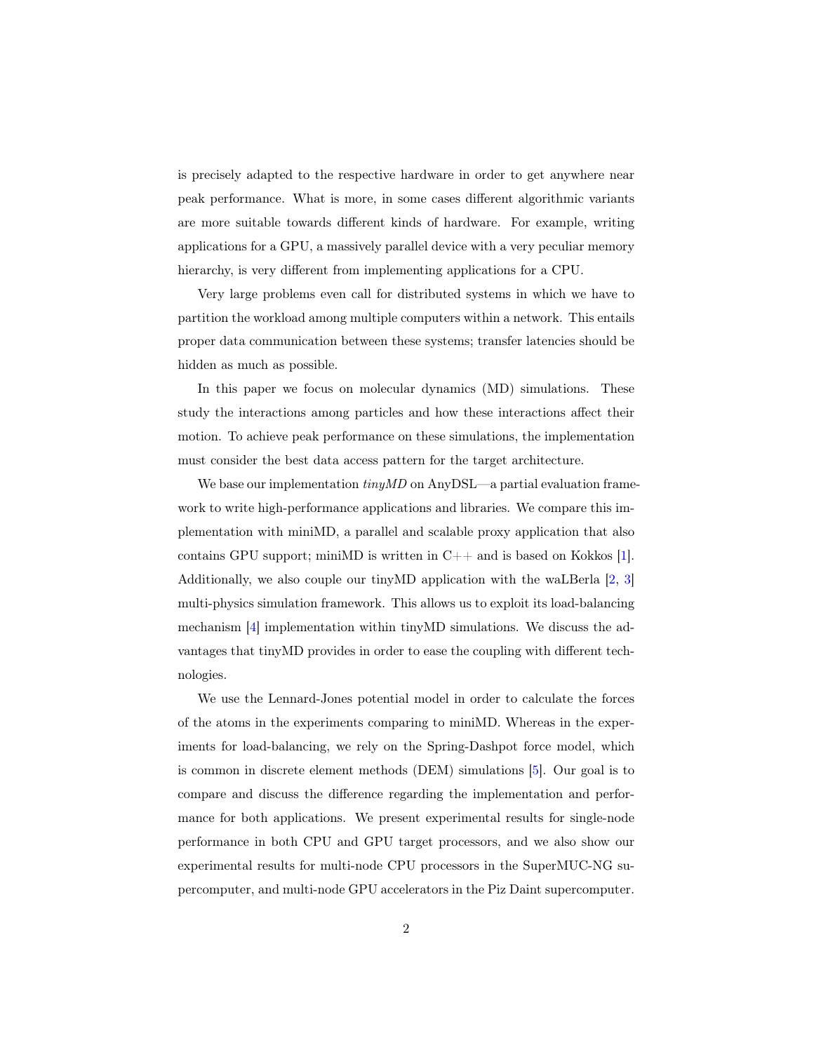is precisely adapted to the respective hardware in order to get anywhere near peak performance. What is more, in some cases different algorithmic variants are more suitable towards different kinds of hardware. For example, writing applications for a GPU, a massively parallel device with a very peculiar memory hierarchy, is very different from implementing applications for a CPU.

Very large problems even call for distributed systems in which we have to partition the workload among multiple computers within a network. This entails proper data communication between these systems; transfer latencies should be hidden as much as possible.

In this paper we focus on molecular dynamics (MD) simulations. These study the interactions among particles and how these interactions affect their motion. To achieve peak performance on these simulations, the implementation must consider the best data access pattern for the target architecture.

We base our implementation *tinyMD* on AnyDSL—a partial evaluation framework to write high-performance applications and libraries. We compare this implementation with miniMD, a parallel and scalable proxy application that also contains GPU support; miniMD is written in C++ and is based on Kokkos [1]. Additionally, we also couple our tinyMD application with the waLBerla [2, 3] multi-physics simulation framework. This allows us to exploit its load-balancing mechanism [4] implementation within tinyMD simulations. We discuss the advantages that tinyMD provides in order to ease the coupling with different technologies.

We use the Lennard-Jones potential model in order to calculate the forces of the atoms in the experiments comparing to miniMD. Whereas in the experiments for load-balancing, we rely on the Spring-Dashpot force model, which is common in discrete element methods (DEM) simulations [5]. Our goal is to compare and discuss the difference regarding the implementation and performance for both applications. We present experimental results for single-node performance in both CPU and GPU target processors, and we also show our experimental results for multi-node CPU processors in the SuperMUC-NG supercomputer, and multi-node GPU accelerators in the Piz Daint supercomputer.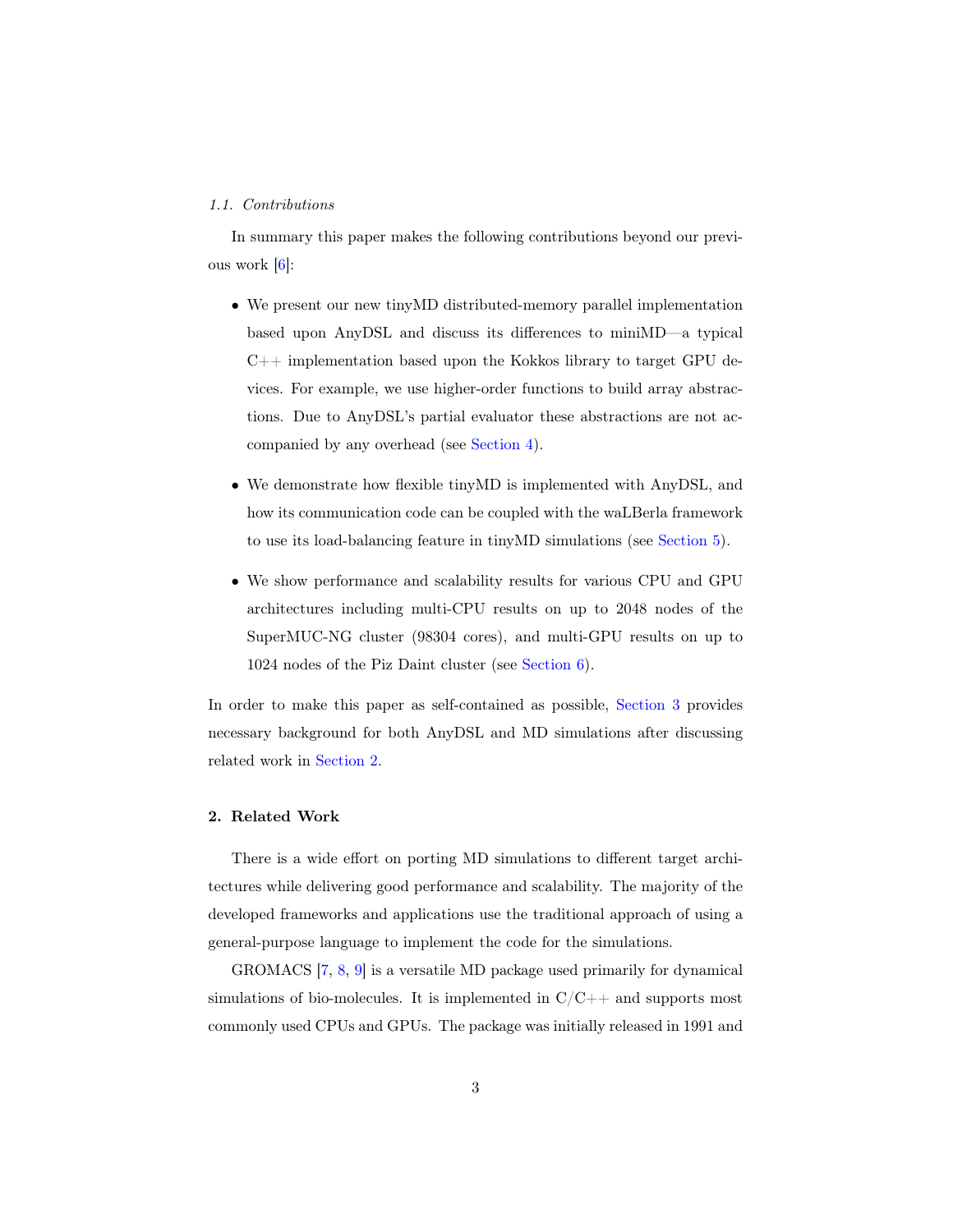### 1.1. Contributions

In summary this paper makes the following contributions beyond our previous work [6]:

- We present our new tinyMD distributed-memory parallel implementation based upon AnyDSL and discuss its differences to miniMD—a typical C++ implementation based upon the Kokkos library to target GPU devices. For example, we use higher-order functions to build array abstractions. Due to AnyDSL's partial evaluator these abstractions are not accompanied by any overhead (see Section 4).
- We demonstrate how flexible tinyMD is implemented with AnyDSL, and how its communication code can be coupled with the waLBerla framework to use its load-balancing feature in tinyMD simulations (see Section 5).
- We show performance and scalability results for various CPU and GPU architectures including multi-CPU results on up to 2048 nodes of the SuperMUC-NG cluster (98304 cores), and multi-GPU results on up to 1024 nodes of the Piz Daint cluster (see Section 6).

In order to make this paper as self-contained as possible, Section 3 provides necessary background for both AnyDSL and MD simulations after discussing related work in Section 2.

## 2. Related Work

There is a wide effort on porting MD simulations to different target architectures while delivering good performance and scalability. The majority of the developed frameworks and applications use the traditional approach of using a general-purpose language to implement the code for the simulations.

GROMACS [7, 8, 9] is a versatile MD package used primarily for dynamical simulations of bio-molecules. It is implemented in C/C++ and supports most commonly used CPUs and GPUs. The package was initially released in 1991 and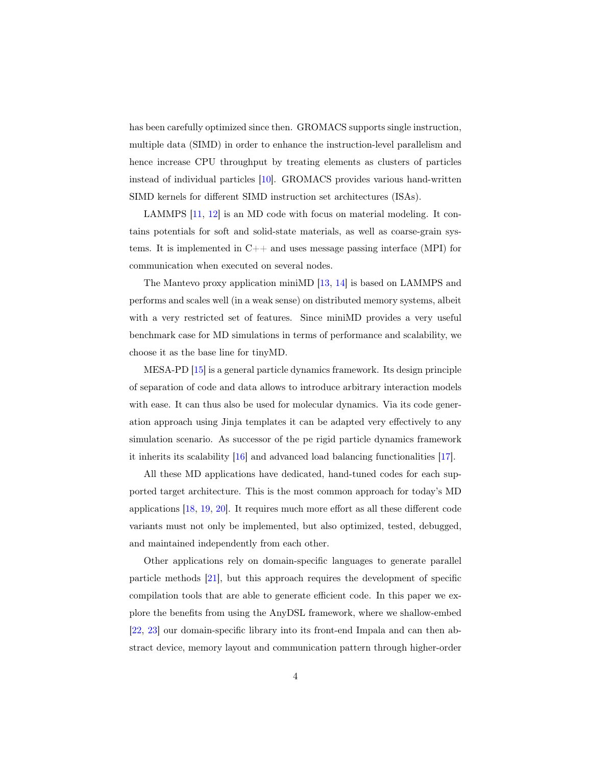has been carefully optimized since then. GROMACS supports single instruction, multiple data (SIMD) in order to enhance the instruction-level parallelism and hence increase CPU throughput by treating elements as clusters of particles instead of individual particles [10]. GROMACS provides various hand-written SIMD kernels for different SIMD instruction set architectures (ISAs).

LAMMPS [11, 12] is an MD code with focus on material modeling. It contains potentials for soft and solid-state materials, as well as coarse-grain systems. It is implemented in C++ and uses message passing interface (MPI) for communication when executed on several nodes.

The Mantevo proxy application miniMD [13, 14] is based on LAMMPS and performs and scales well (in a weak sense) on distributed memory systems, albeit with a very restricted set of features. Since miniMD provides a very useful benchmark case for MD simulations in terms of performance and scalability, we choose it as the base line for tinyMD.

MESA-PD [15] is a general particle dynamics framework. Its design principle of separation of code and data allows to introduce arbitrary interaction models with ease. It can thus also be used for molecular dynamics. Via its code generation approach using Jinja templates it can be adapted very effectively to any simulation scenario. As successor of the pe rigid particle dynamics framework it inherits its scalability [16] and advanced load balancing functionalities [17].

All these MD applications have dedicated, hand-tuned codes for each supported target architecture. This is the most common approach for today's MD applications [18, 19, 20]. It requires much more effort as all these different code variants must not only be implemented, but also optimized, tested, debugged, and maintained independently from each other.

Other applications rely on domain-specific languages to generate parallel particle methods [21], but this approach requires the development of specific compilation tools that are able to generate efficient code. In this paper we explore the benefits from using the AnyDSL framework, where we shallow-embed [22, 23] our domain-specific library into its front-end Impala and can then abstract device, memory layout and communication pattern through higher-order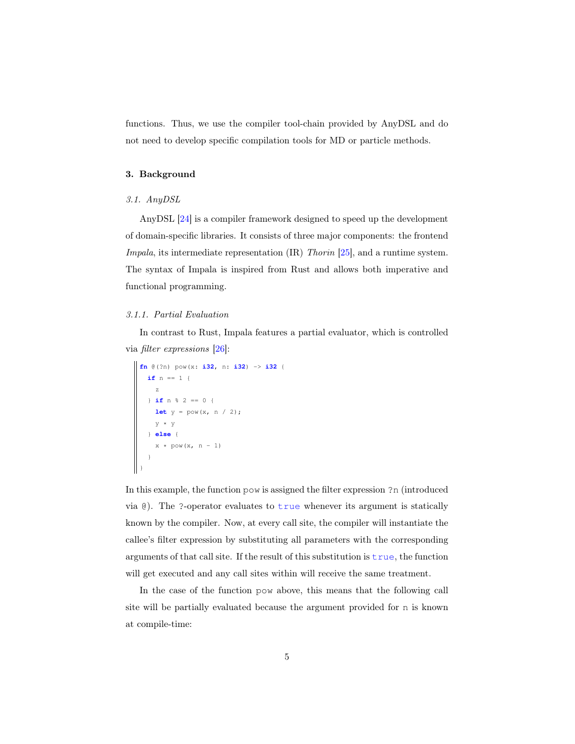functions. Thus, we use the compiler tool-chain provided by AnyDSL and do not need to develop specific compilation tools for MD or particle methods.

## 3. Background

### 3.1. AnyDSL

AnyDSL [24] is a compiler framework designed to speed up the development of domain-specific libraries. It consists of three major components: the frontend *Impala*, its intermediate representation (IR) *Thorin* [25], and a runtime system. The syntax of Impala is inspired from Rust and allows both imperative and functional programming.

#### 3.1.1. Partial Evaluation

In contrast to Rust, Impala features a partial evaluator, which is controlled via *filter expressions* [26]:

```
fn @(?n) pow(x: i32, n: i32) -> i32 {
  if n == 1 {
    z
  } if n % 2 == 0 {
    let y = pow(x, n / 2);
    y * y
  } else {
    x * pow(x, n - 1)
  }
}
```

In this example, the function `pow` is assigned the filter expression `?n` (introduced via `@`). The `?`-operator evaluates to `true` whenever its argument is statically known by the compiler. Now, at every call site, the compiler will instantiate the callee's filter expression by substituting all parameters with the corresponding arguments of that call site. If the result of this substitution is `true`, the function will get executed and any call sites within will receive the same treatment.

In the case of the function `pow` above, this means that the following call site will be partially evaluated because the argument provided for `n` is known at compile-time: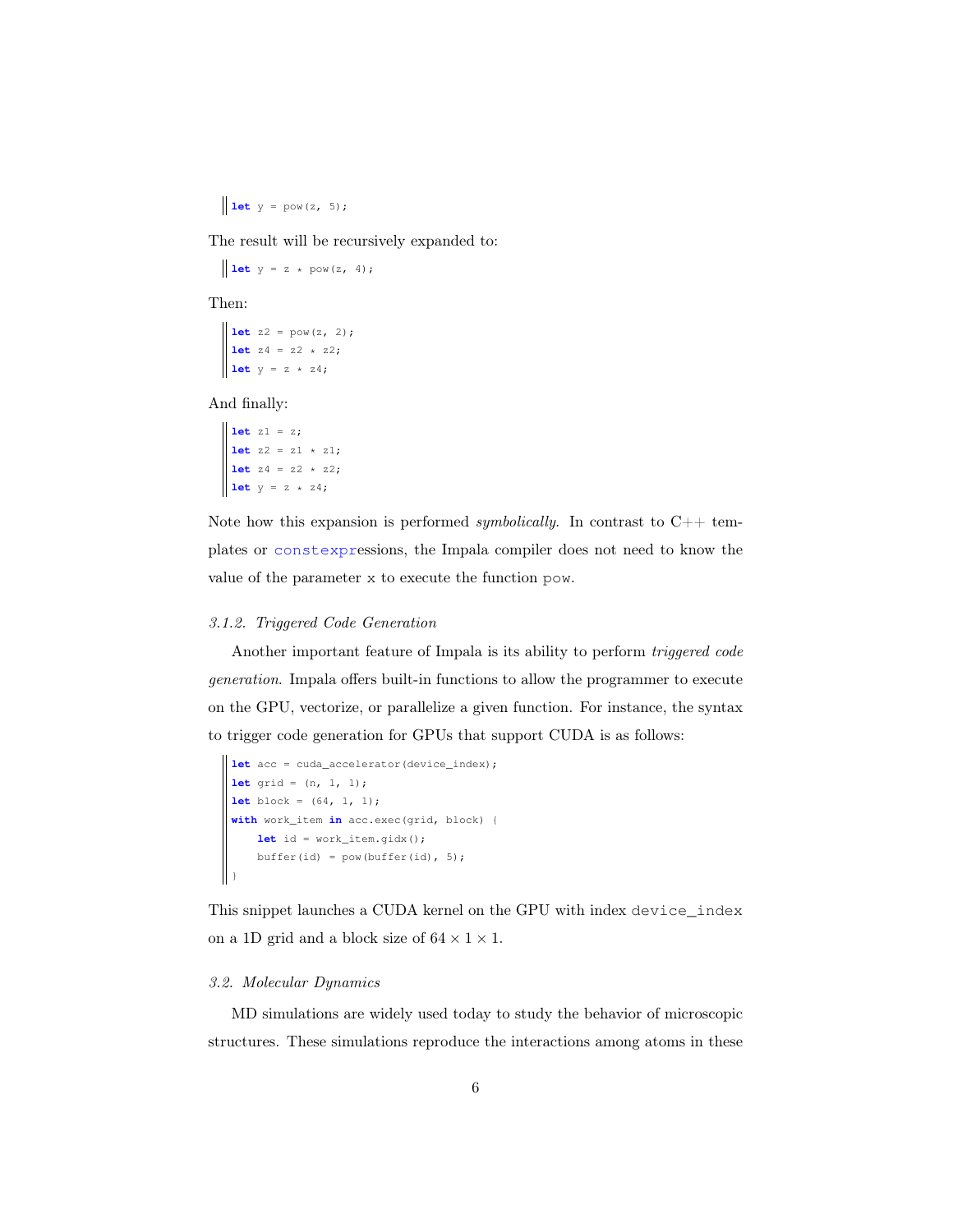```
let y = pow(z, 5);
```

The result will be recursively expanded to:

```
let y = z * pow(z, 4);
```

Then:

```
let z2 = pow(z, 2);
let z4 = z2 * z2;
let y = z * z4;
```

And finally:

```
let z1 = z;
let z2 = z1 * z1;
let z4 = z2 * z2;
let y = z * z4;
```

Note how this expansion is performed *symbolically*. In contrast to C++ templates or `constexpr`essions, the Impala compiler does not need to know the value of the parameter `x` to execute the function `pow`.

### *3.1.2. Triggered Code Generation*

Another important feature of Impala is its ability to perform *triggered code generation*. Impala offers built-in functions to allow the programmer to execute on the GPU, vectorize, or parallelize a given function. For instance, the syntax to trigger code generation for GPUs that support CUDA is as follows:

```
let acc = cuda_accelerator(device_index);
let grid = (n, 1, 1);
let block = (64, 1, 1);
with work_item in acc.exec(grid, block) {
    let id = work_item.gidx();
    buffer(id) = pow(buffer(id), 5);
}
```

This snippet launches a CUDA kernel on the GPU with index `device_index` on a 1D grid and a block size of $64 \times 1 \times 1$.

## *3.2. Molecular Dynamics*

MD simulations are widely used today to study the behavior of microscopic structures. These simulations reproduce the interactions among atoms in these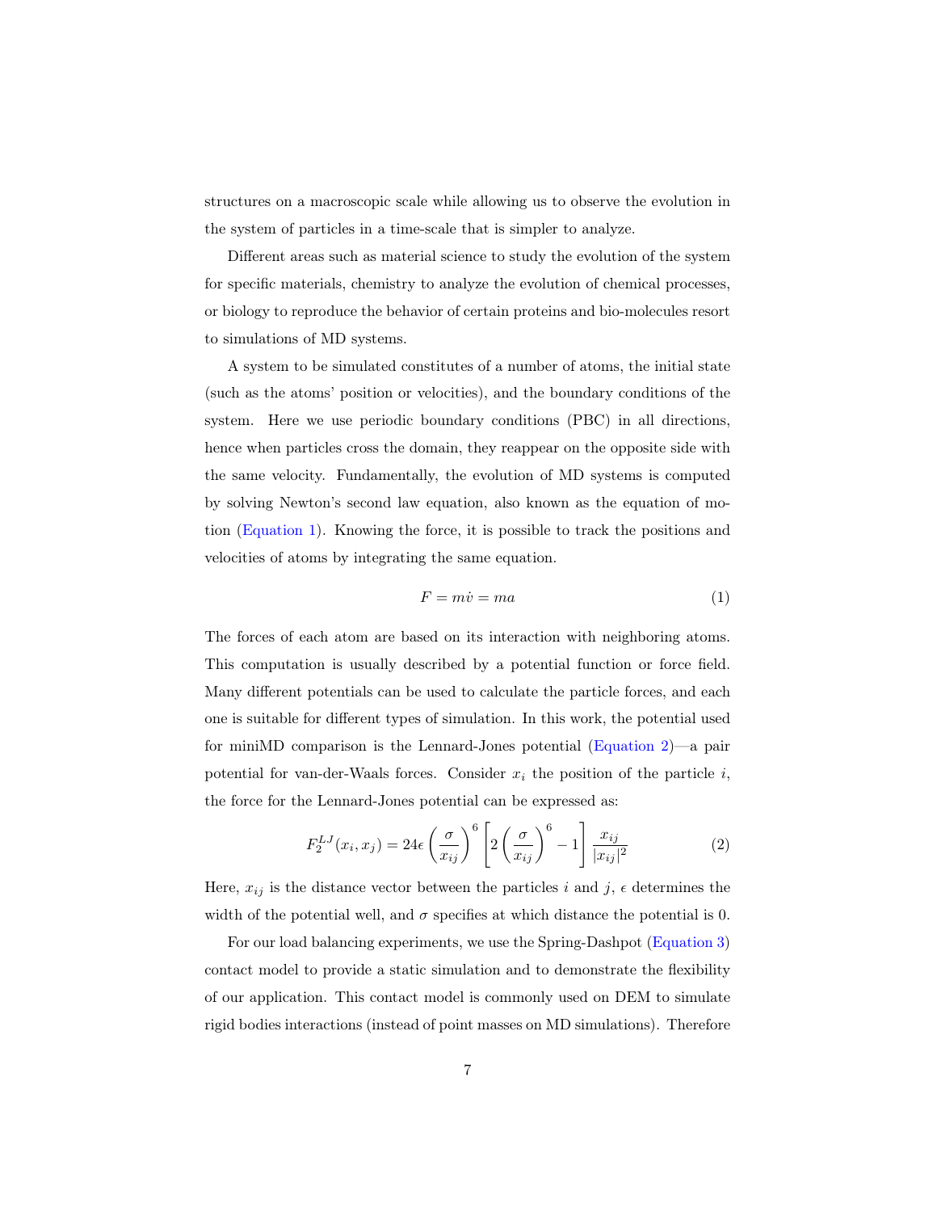structures on a macroscopic scale while allowing us to observe the evolution in the system of particles in a time-scale that is simpler to analyze.

Different areas such as material science to study the evolution of the system for specific materials, chemistry to analyze the evolution of chemical processes, or biology to reproduce the behavior of certain proteins and bio-molecules resort to simulations of MD systems.

A system to be simulated constitutes of a number of atoms, the initial state (such as the atoms' position or velocities), and the boundary conditions of the system. Here we use periodic boundary conditions (PBC) in all directions, hence when particles cross the domain, they reappear on the opposite side with the same velocity. Fundamentally, the evolution of MD systems is computed by solving Newton's second law equation, also known as the equation of motion (Equation 1). Knowing the force, it is possible to track the positions and velocities of atoms by integrating the same equation.

$$F = m\dot{v} = ma \tag{1}$$

The forces of each atom are based on its interaction with neighboring atoms. This computation is usually described by a potential function or force field. Many different potentials can be used to calculate the particle forces, and each one is suitable for different types of simulation. In this work, the potential used for miniMD comparison is the Lennard-Jones potential (Equation 2)—a pair potential for van-der-Waals forces. Consider $x_i$ the position of the particle $i$, the force for the Lennard-Jones potential can be expressed as:

$$F_2^{LJ}(x_i, x_j) = 24\epsilon \left(\frac{\sigma}{x_{ij}}\right)^6 \left[2\left(\frac{\sigma}{x_{ij}}\right)^6 - 1\right] \frac{x_{ij}}{|x_{ij}|^2} \tag{2}$$

Here, $x_{ij}$ is the distance vector between the particles $i$ and $j$, $\epsilon$ determines the width of the potential well, and $\sigma$ specifies at which distance the potential is 0.

For our load balancing experiments, we use the Spring-Dashpot (Equation 3) contact model to provide a static simulation and to demonstrate the flexibility of our application. This contact model is commonly used on DEM to simulate rigid bodies interactions (instead of point masses on MD simulations). Therefore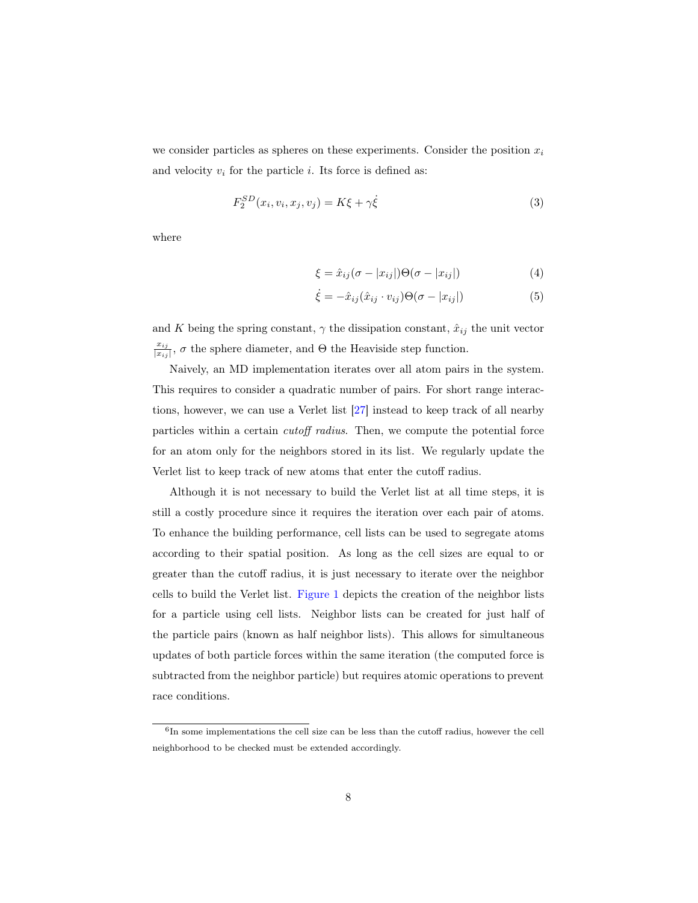we consider particles as spheres on these experiments. Consider the position $x_i$ and velocity $v_i$ for the particle $i$. Its force is defined as:

$$F_2^{SD}(x_i, v_i, x_j, v_j) = K\xi + \gamma\dot{\xi} \tag{3}$$

where

$$\xi = \hat{x}_{ij}(\sigma - |x_{ij}|)\Theta(\sigma - |x_{ij}|) \tag{4}$$

$$\dot{\xi} = -\hat{x}_{ij}(\hat{x}_{ij} \cdot v_{ij})\Theta(\sigma - |x_{ij}|) \tag{5}$$

and $K$ being the spring constant, $\gamma$ the dissipation constant, $\hat{x}_{ij}$ the unit vector $\frac{x_{ij}}{|x_{ij}|}$, $\sigma$ the sphere diameter, and $\Theta$ the Heaviside step function.

Naively, an MD implementation iterates over all atom pairs in the system. This requires to consider a quadratic number of pairs. For short range interactions, however, we can use a Verlet list [27] instead to keep track of all nearby particles within a certain *cutoff radius*. Then, we compute the potential force for an atom only for the neighbors stored in its list. We regularly update the Verlet list to keep track of new atoms that enter the cutoff radius.

Although it is not necessary to build the Verlet list at all time steps, it is still a costly procedure since it requires the iteration over each pair of atoms. To enhance the building performance, cell lists can be used to segregate atoms according to their spatial position. As long as the cell sizes are equal to or greater than the cutoff radius, it is just necessary to iterate over the neighbor cells to build the Verlet list. Figure 1 depicts the creation of the neighbor lists for a particle using cell lists. Neighbor lists can be created for just half of the particle pairs (known as half neighbor lists). This allows for simultaneous updates of both particle forces within the same iteration (the computed force is subtracted from the neighbor particle) but requires atomic operations to prevent race conditions.

[6] In some implementations the cell size can be less than the cutoff radius, however the cell neighborhood to be checked must be extended accordingly.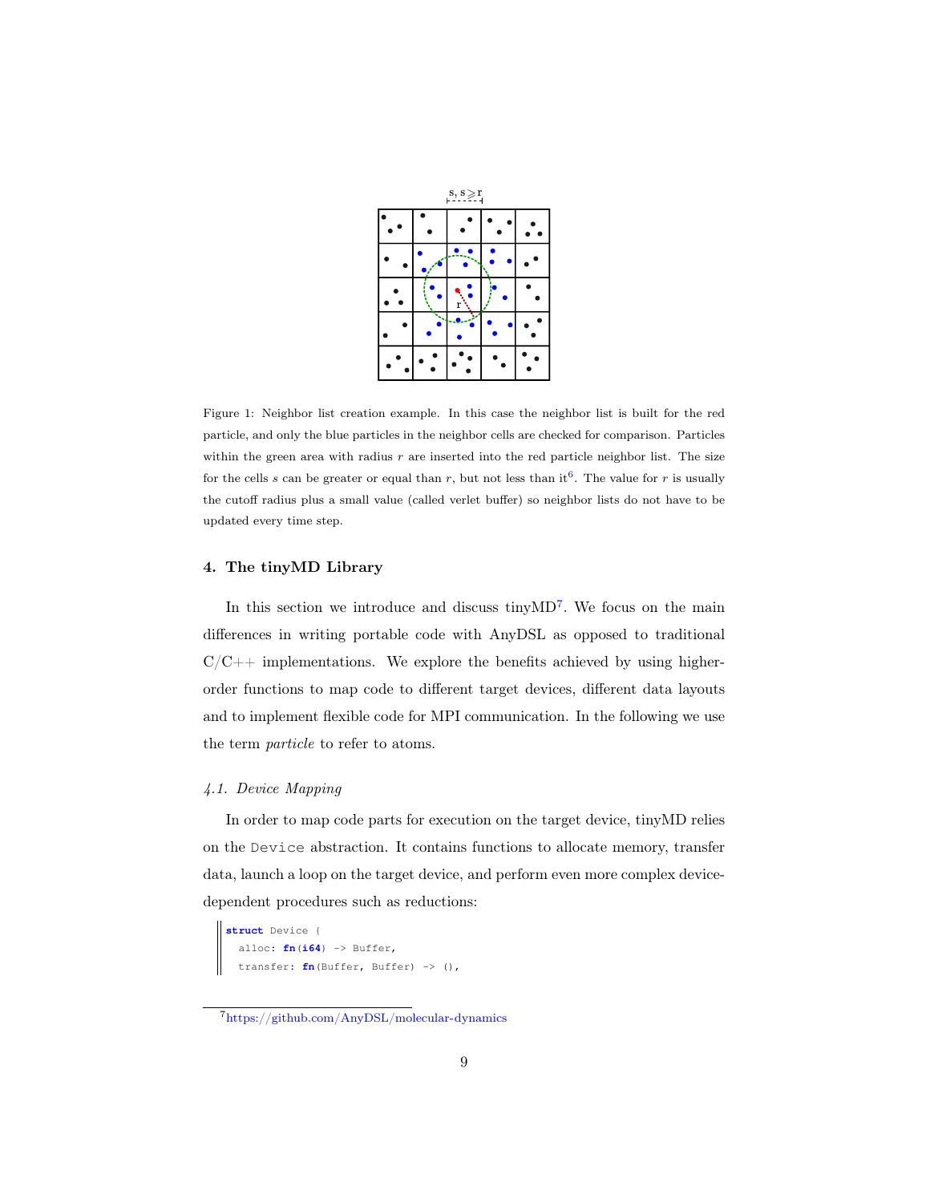s, s ≥ r

r

Figure 1: Neighbor list creation example. In this case the neighbor list is built for the red particle, and only the blue particles in the neighbor cells are checked for comparison. Particles within the green area with radius $r$ are inserted into the red particle neighbor list. The size for the cells $s$ can be greater or equal than $r$, but not less than it[6]. The value for $r$ is usually the cutoff radius plus a small value (called verlet buffer) so neighbor lists do not have to be updated every time step.

## 4. The tinyMD Library

In this section we introduce and discuss tinyMD[7]. We focus on the main differences in writing portable code with AnyDSL as opposed to traditional C/C++ implementations. We explore the benefits achieved by using higher-order functions to map code to different target devices, different data layouts and to implement flexible code for MPI communication. In the following we use the term *particle* to refer to atoms.

### *4.1. Device Mapping*

In order to map code parts for execution on the target device, tinyMD relies on the `Device` abstraction. It contains functions to allocate memory, transfer data, launch a loop on the target device, and perform even more complex device-dependent procedures such as reductions:

```
struct Device {
  alloc: fn(i64) -> Buffer,
  transfer: fn(Buffer, Buffer) -> (),
```

[7] https://github.com/AnyDSL/molecular-dynamics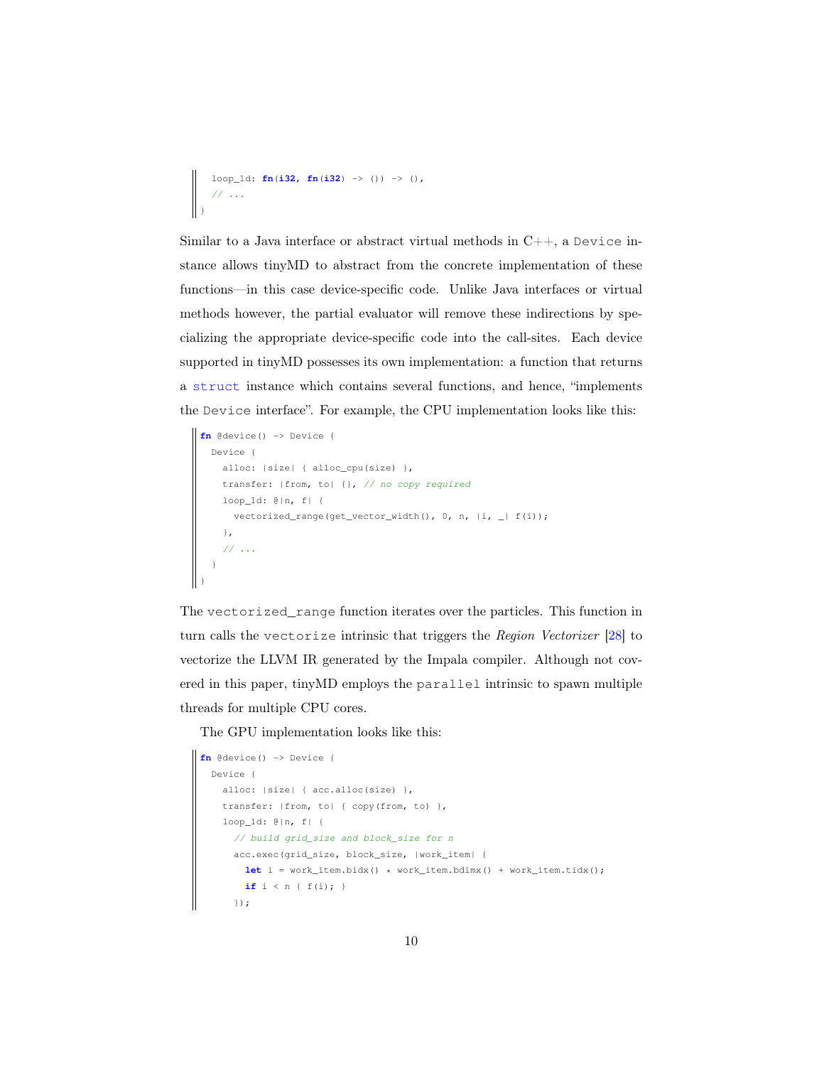```
  loop_1d: fn(i32, fn(i32) -> ()) -> (),
  // ...
}
```

Similar to a Java interface or abstract virtual methods in C++, a `Device` instance allows tinyMD to abstract from the concrete implementation of these functions—in this case device-specific code. Unlike Java interfaces or virtual methods however, the partial evaluator will remove these indirections by specializing the appropriate device-specific code into the call-sites. Each device supported in tinyMD possesses its own implementation: a function that returns a `struct` instance which contains several functions, and hence, "implements the `Device` interface". For example, the CPU implementation looks like this:

```
fn @device() -> Device {
  Device {
    alloc: |size| { alloc_cpu(size) },
    transfer: |from, to| {}, // no copy required
    loop_1d: @|n, f| {
      vectorized_range(get_vector_width(), 0, n, |i, _| f(i));
    },
    // ...
  }
}
```

The `vectorized_range` function iterates over the particles. This function in turn calls the `vectorize` intrinsic that triggers the *Region Vectorizer* [28] to vectorize the LLVM IR generated by the Impala compiler. Although not covered in this paper, tinyMD employs the `parallel` intrinsic to spawn multiple threads for multiple CPU cores.

The GPU implementation looks like this:

```
fn @device() -> Device {
  Device {
    alloc: |size| { acc.alloc(size) },
    transfer: |from, to| { copy(from, to) },
    loop_1d: @|n, f| {
      // build grid_size and block_size for n
      acc.exec(grid_size, block_size, |work_item| {
        let i = work_item.bidx() * work_item.bdimx() + work_item.tidx();
        if i < n { f(i); }
      });
```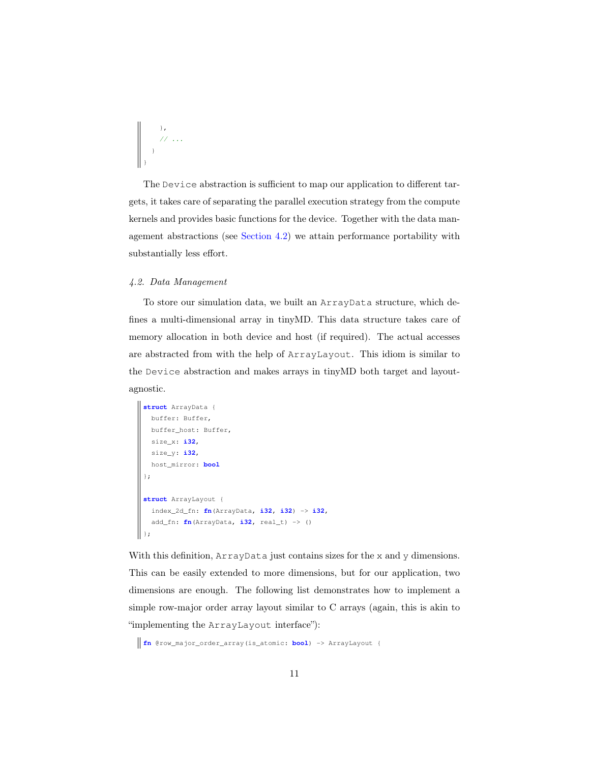```
    },
    // ...
  }
}
```

The `Device` abstraction is sufficient to map our application to different targets, it takes care of separating the parallel execution strategy from the compute kernels and provides basic functions for the device. Together with the data management abstractions (see Section 4.2) we attain performance portability with substantially less effort.

### *4.2. Data Management*

To store our simulation data, we built an `ArrayData` structure, which defines a multi-dimensional array in tinyMD. This data structure takes care of memory allocation in both device and host (if required). The actual accesses are abstracted from with the help of `ArrayLayout`. This idiom is similar to the `Device` abstraction and makes arrays in tinyMD both target and layout-agnostic.

```
struct ArrayData {
  buffer: Buffer,
  buffer_host: Buffer,
  size_x: i32,
  size_y: i32,
  host_mirror: bool
};

struct ArrayLayout {
  index_2d_fn: fn(ArrayData, i32, i32) -> i32,
  add_fn: fn(ArrayData, i32, real_t) -> ()
};
```

With this definition, `ArrayData` just contains sizes for the x and y dimensions. This can be easily extended to more dimensions, but for our application, two dimensions are enough. The following list demonstrates how to implement a simple row-major order array layout similar to C arrays (again, this is akin to "implementing the `ArrayLayout` interface"):

```
fn @row_major_order_array(is_atomic: bool) -> ArrayLayout {
```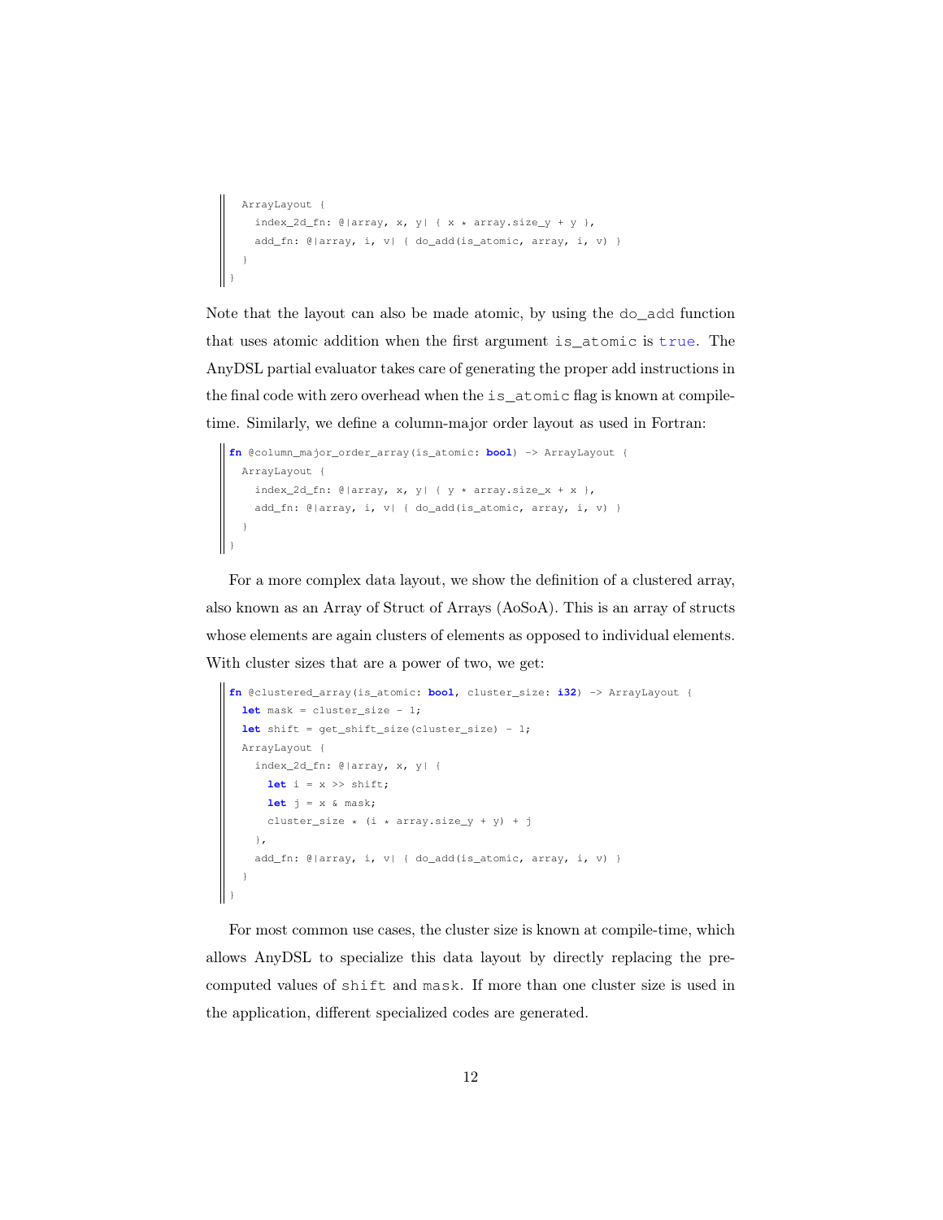```
  ArrayLayout {
    index_2d_fn: @|array, x, y| { x * array.size_y + y },
    add_fn: @|array, i, v| { do_add(is_atomic, array, i, v) }
  }
}
```

Note that the layout can also be made atomic, by using the do_add function that uses atomic addition when the first argument is_atomic is true. The AnyDSL partial evaluator takes care of generating the proper add instructions in the final code with zero overhead when the is_atomic flag is known at compile-time. Similarly, we define a column-major order layout as used in Fortran:

```
fn @column_major_order_array(is_atomic: bool) -> ArrayLayout {
  ArrayLayout {
    index_2d_fn: @|array, x, y| { y * array.size_x + x },
    add_fn: @|array, i, v| { do_add(is_atomic, array, i, v) }
  }
}
```

For a more complex data layout, we show the definition of a clustered array, also known as an Array of Struct of Arrays (AoSoA). This is an array of structs whose elements are again clusters of elements as opposed to individual elements. With cluster sizes that are a power of two, we get:

```
fn @clustered_array(is_atomic: bool, cluster_size: i32) -> ArrayLayout {
  let mask = cluster_size - 1;
  let shift = get_shift_size(cluster_size) - 1;
  ArrayLayout {
    index_2d_fn: @|array, x, y| {
      let i = x >> shift;
      let j = x & mask;
      cluster_size * (i * array.size_y + y) + j
    },
    add_fn: @|array, i, v| { do_add(is_atomic, array, i, v) }
  }
}
```

For most common use cases, the cluster size is known at compile-time, which allows AnyDSL to specialize this data layout by directly replacing the pre-computed values of shift and mask. If more than one cluster size is used in the application, different specialized codes are generated.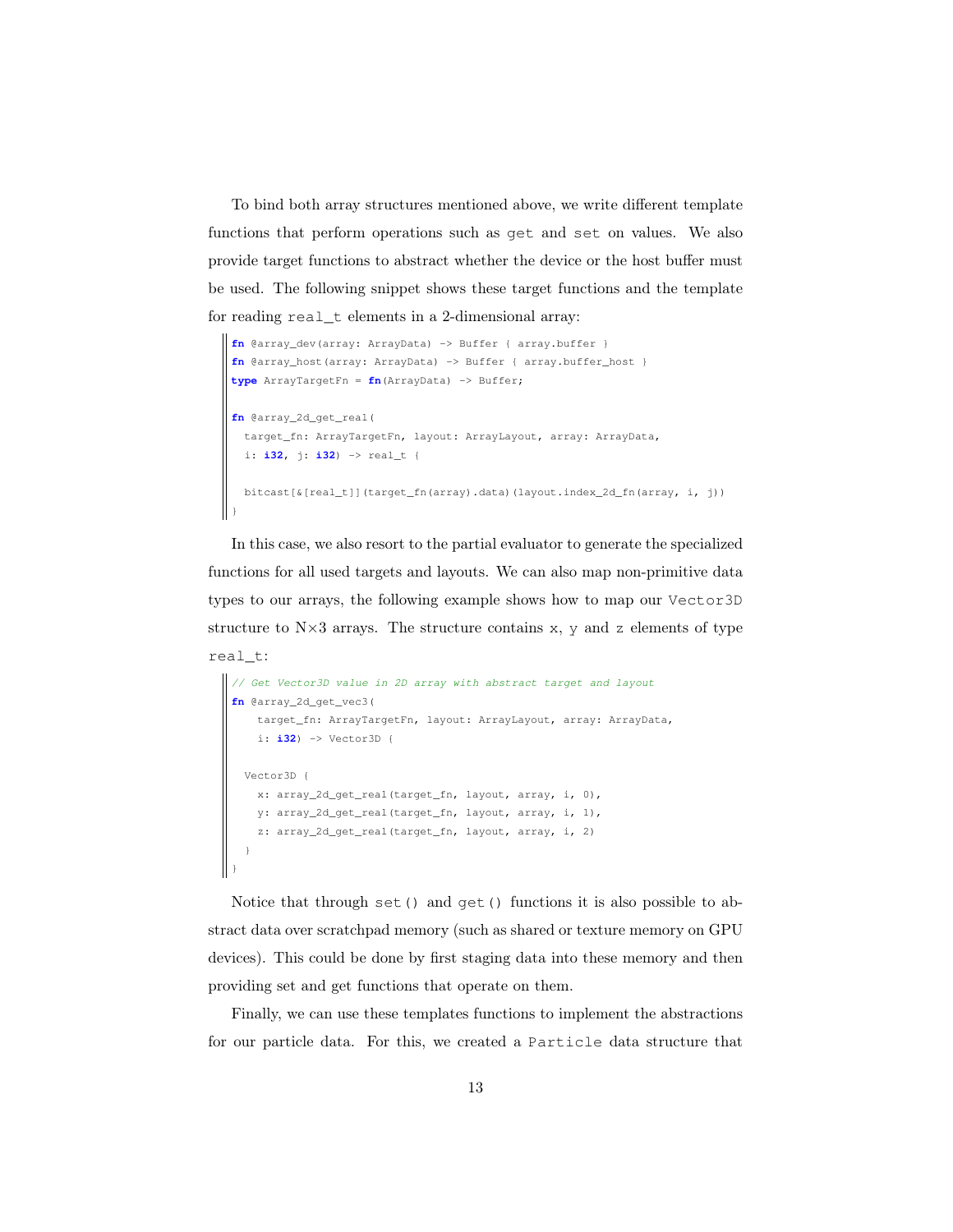To bind both array structures mentioned above, we write different template functions that perform operations such as `get` and `set` on values. We also provide target functions to abstract whether the device or the host buffer must be used. The following snippet shows these target functions and the template for reading `real_t` elements in a 2-dimensional array:

```
fn @array_dev(array: ArrayData) -> Buffer { array.buffer }
fn @array_host(array: ArrayData) -> Buffer { array.buffer_host }
type ArrayTargetFn = fn(ArrayData) -> Buffer;

fn @array_2d_get_real(
  target_fn: ArrayTargetFn, layout: ArrayLayout, array: ArrayData,
  i: i32, j: i32) -> real_t {

  bitcast[&[real_t]](target_fn(array).data)(layout.index_2d_fn(array, i, j))
}
```

In this case, we also resort to the partial evaluator to generate the specialized functions for all used targets and layouts. We can also map non-primitive data types to our arrays, the following example shows how to map our `Vector3D` structure to N×3 arrays. The structure contains `x`, `y` and `z` elements of type `real_t`:

```
// Get Vector3D value in 2D array with abstract target and layout
fn @array_2d_get_vec3(
    target_fn: ArrayTargetFn, layout: ArrayLayout, array: ArrayData,
    i: i32) -> Vector3D {

  Vector3D {
    x: array_2d_get_real(target_fn, layout, array, i, 0),
    y: array_2d_get_real(target_fn, layout, array, i, 1),
    z: array_2d_get_real(target_fn, layout, array, i, 2)
  }
}
```

Notice that through `set()` and `get()` functions it is also possible to abstract data over scratchpad memory (such as shared or texture memory on GPU devices). This could be done by first staging data into these memory and then providing set and get functions that operate on them.

Finally, we can use these templates functions to implement the abstractions for our particle data. For this, we created a `Particle` data structure that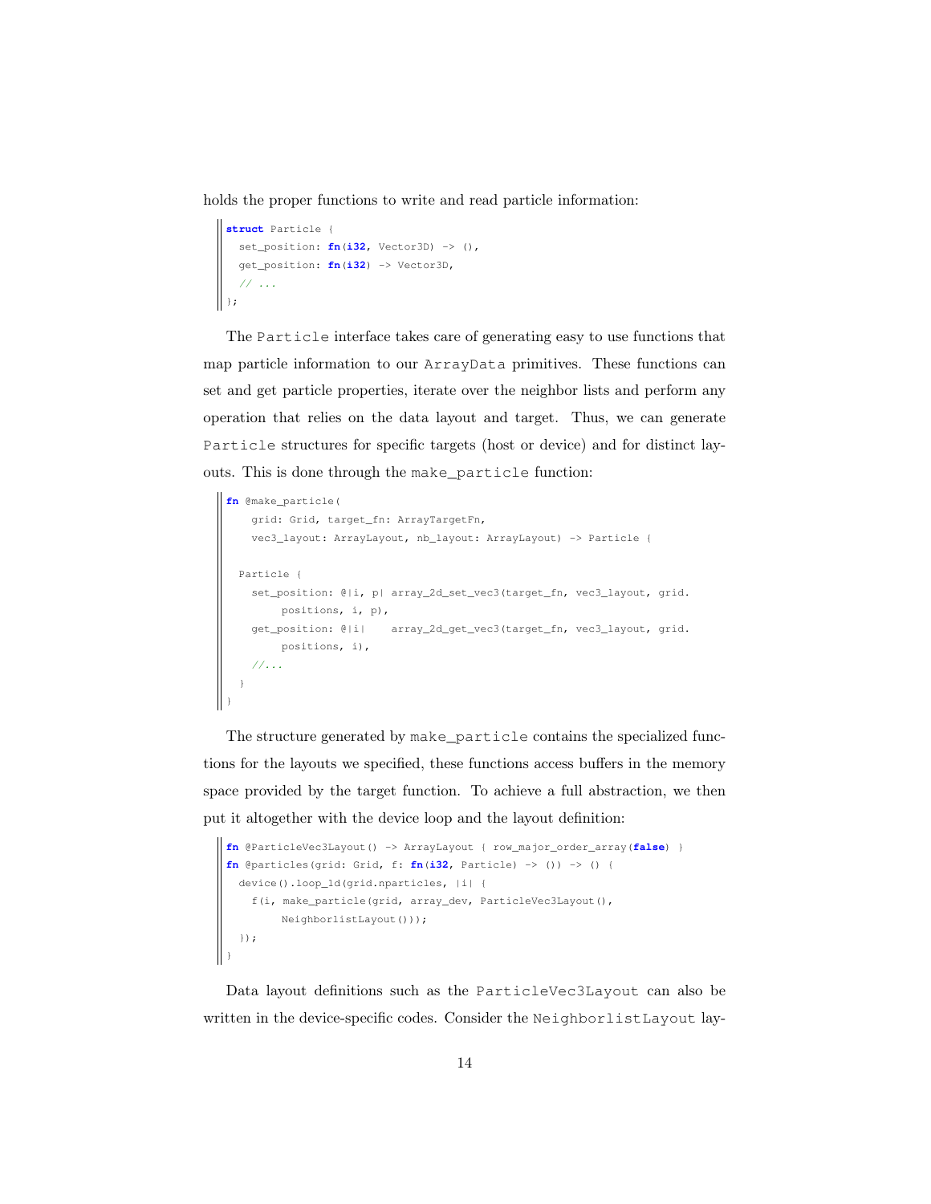holds the proper functions to write and read particle information:

```
struct Particle {
  set_position: fn(i32, Vector3D) -> (),
  get_position: fn(i32) -> Vector3D,
  // ...
};
```

The Particle interface takes care of generating easy to use functions that map particle information to our ArrayData primitives. These functions can set and get particle properties, iterate over the neighbor lists and perform any operation that relies on the data layout and target. Thus, we can generate Particle structures for specific targets (host or device) and for distinct layouts. This is done through the make_particle function:

```
fn @make_particle(
    grid: Grid, target_fn: ArrayTargetFn,
    vec3_layout: ArrayLayout, nb_layout: ArrayLayout) -> Particle {

  Particle {
    set_position: @|i, p| array_2d_set_vec3(target_fn, vec3_layout, grid.
         positions, i, p),
    get_position: @|i|    array_2d_get_vec3(target_fn, vec3_layout, grid.
         positions, i),
    //...
  }
}
```

The structure generated by make_particle contains the specialized functions for the layouts we specified, these functions access buffers in the memory space provided by the target function. To achieve a full abstraction, we then put it altogether with the device loop and the layout definition:

```
fn @ParticleVec3Layout() -> ArrayLayout { row_major_order_array(false) }
fn @particles(grid: Grid, f: fn(i32, Particle) -> ()) -> () {
  device().loop_1d(grid.nparticles, |i| {
    f(i, make_particle(grid, array_dev, ParticleVec3Layout(),
         NeighborlistLayout()));
  });
}
```

Data layout definitions such as the ParticleVec3Layout can also be written in the device-specific codes. Consider the NeighborlistLayout lay-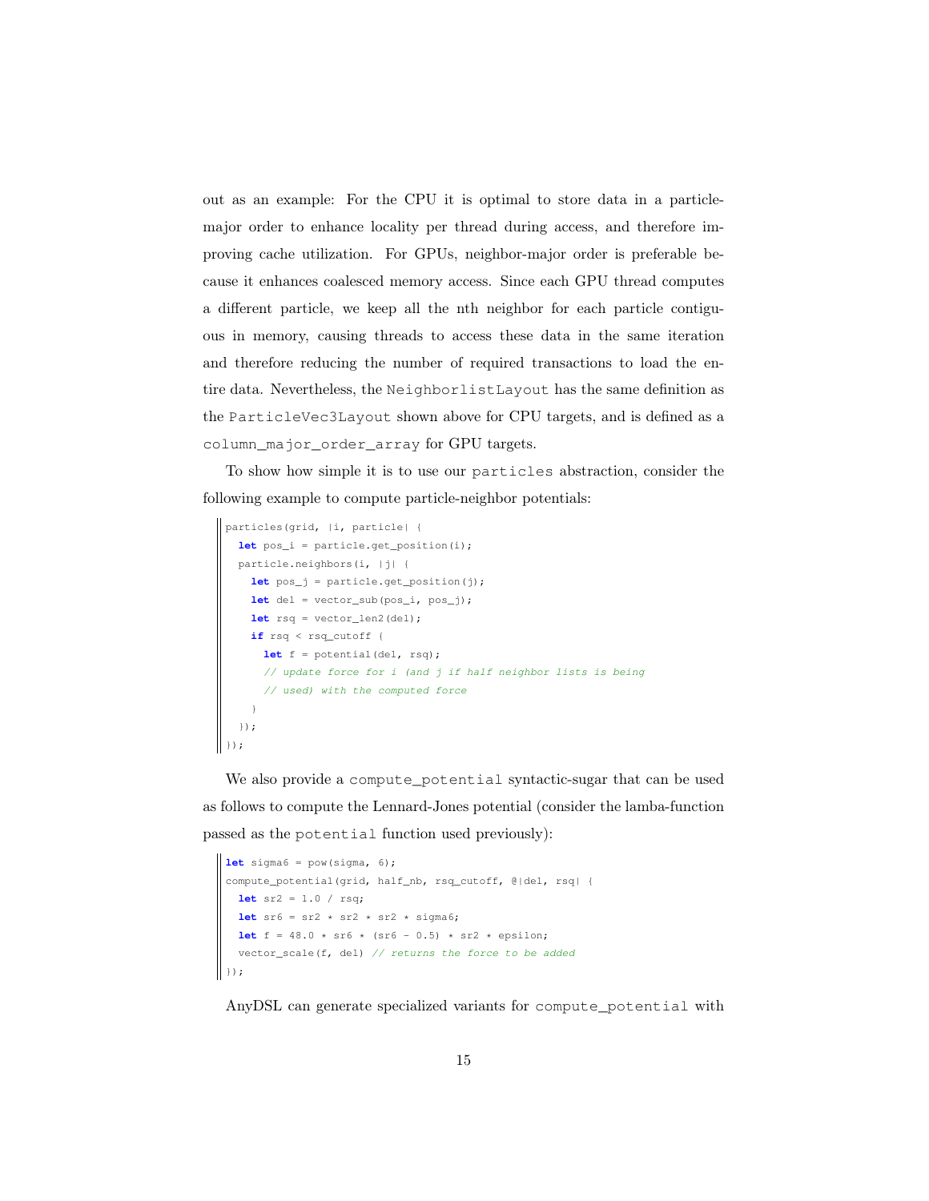out as an example: For the CPU it is optimal to store data in a particle-major order to enhance locality per thread during access, and therefore improving cache utilization. For GPUs, neighbor-major order is preferable because it enhances coalesced memory access. Since each GPU thread computes a different particle, we keep all the nth neighbor for each particle contiguous in memory, causing threads to access these data in the same iteration and therefore reducing the number of required transactions to load the entire data. Nevertheless, the `NeighborlistLayout` has the same definition as the `ParticleVec3Layout` shown above for CPU targets, and is defined as a `column_major_order_array` for GPU targets.

To show how simple it is to use our `particles` abstraction, consider the following example to compute particle-neighbor potentials:

```
particles(grid, |i, particle| {
  let pos_i = particle.get_position(i);
  particle.neighbors(i, |j| {
    let pos_j = particle.get_position(j);
    let del = vector_sub(pos_i, pos_j);
    let rsq = vector_len2(del);
    if rsq < rsq_cutoff {
      let f = potential(del, rsq);
      // update force for i (and j if half neighbor lists is being
      // used) with the computed force
    }
  });
});
```

We also provide a `compute_potential` syntactic-sugar that can be used as follows to compute the Lennard-Jones potential (consider the lamba-function passed as the `potential` function used previously):

```
let sigma6 = pow(sigma, 6);
compute_potential(grid, half_nb, rsq_cutoff, @|del, rsq| {
  let sr2 = 1.0 / rsq;
  let sr6 = sr2 * sr2 * sr2 * sigma6;
  let f = 48.0 * sr6 * (sr6 - 0.5) * sr2 * epsilon;
  vector_scale(f, del) // returns the force to be added
});
```

AnyDSL can generate specialized variants for `compute_potential` with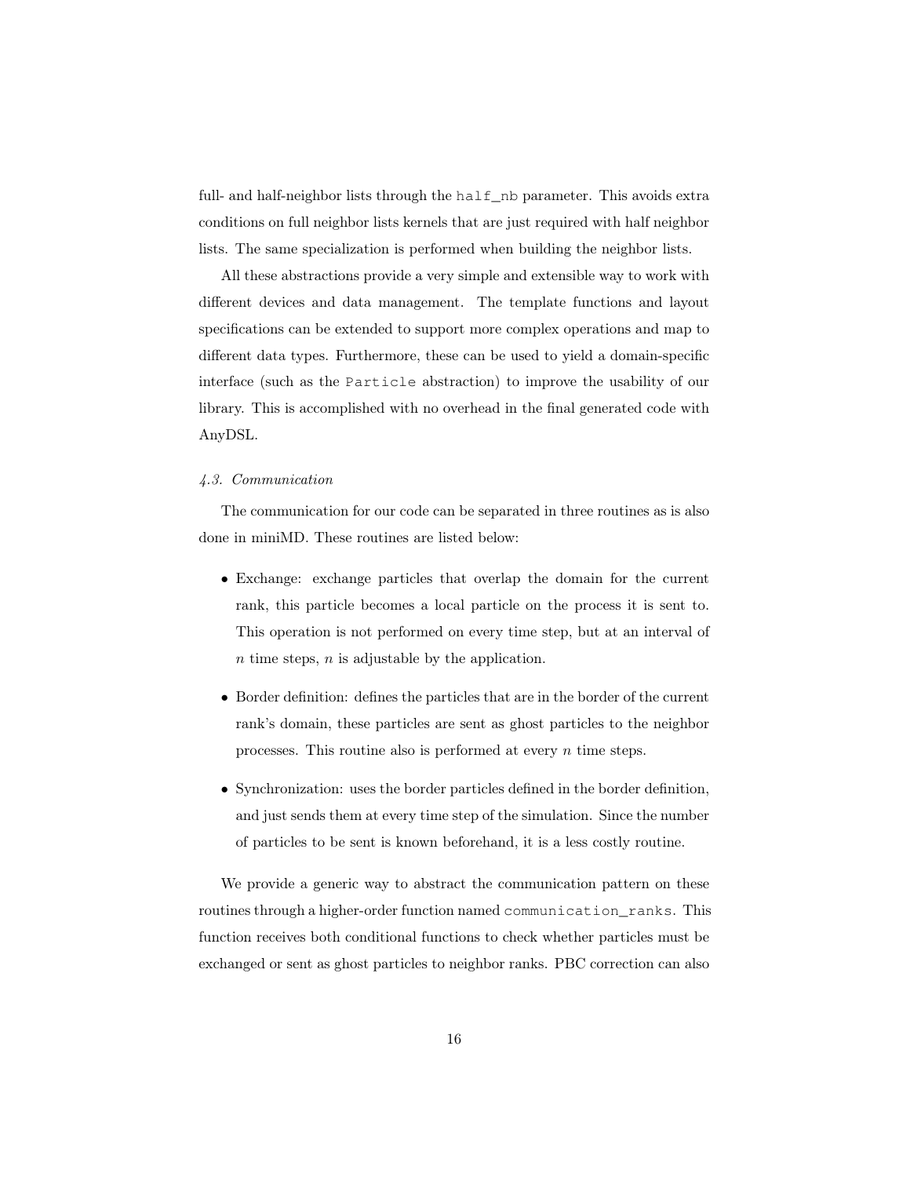full- and half-neighbor lists through the `half_nb` parameter. This avoids extra conditions on full neighbor lists kernels that are just required with half neighbor lists. The same specialization is performed when building the neighbor lists.

All these abstractions provide a very simple and extensible way to work with different devices and data management. The template functions and layout specifications can be extended to support more complex operations and map to different data types. Furthermore, these can be used to yield a domain-specific interface (such as the `Particle` abstraction) to improve the usability of our library. This is accomplished with no overhead in the final generated code with AnyDSL.

### *4.3. Communication*

The communication for our code can be separated in three routines as is also done in miniMD. These routines are listed below:

- Exchange: exchange particles that overlap the domain for the current rank, this particle becomes a local particle on the process it is sent to. This operation is not performed on every time step, but at an interval of $n$ time steps, $n$ is adjustable by the application.
- Border definition: defines the particles that are in the border of the current rank's domain, these particles are sent as ghost particles to the neighbor processes. This routine also is performed at every $n$ time steps.
- Synchronization: uses the border particles defined in the border definition, and just sends them at every time step of the simulation. Since the number of particles to be sent is known beforehand, it is a less costly routine.

We provide a generic way to abstract the communication pattern on these routines through a higher-order function named `communication_ranks`. This function receives both conditional functions to check whether particles must be exchanged or sent as ghost particles to neighbor ranks. PBC correction can also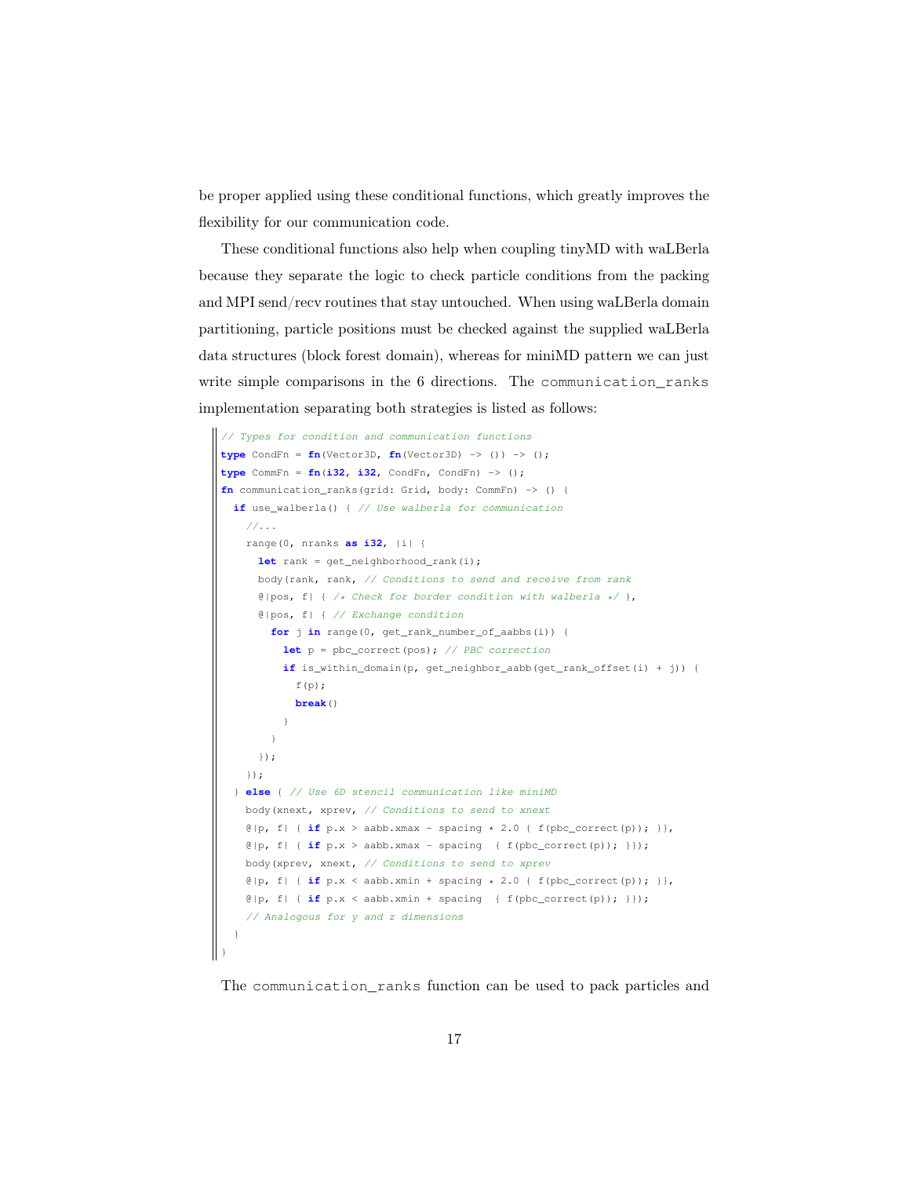be proper applied using these conditional functions, which greatly improves the flexibility for our communication code.

These conditional functions also help when coupling tinyMD with waLBerla because they separate the logic to check particle conditions from the packing and MPI send/recv routines that stay untouched. When using waLBerla domain partitioning, particle positions must be checked against the supplied waLBerla data structures (block forest domain), whereas for miniMD pattern we can just write simple comparisons in the 6 directions. The `communication_ranks` implementation separating both strategies is listed as follows:

```
// Types for condition and communication functions
type CondFn = fn(Vector3D, fn(Vector3D) -> ()) -> ();
type CommFn = fn(i32, i32, CondFn, CondFn) -> ();
fn communication_ranks(grid: Grid, body: CommFn) -> () {
  if use_walberla() { // Use walberla for communication
    //...
    range(0, nranks as i32, |i| {
      let rank = get_neighborhood_rank(i);
      body(rank, rank, // Conditions to send and receive from rank
      @|pos, f| { /* Check for border condition with walberla */ },
      @|pos, f| { // Exchange condition
        for j in range(0, get_rank_number_of_aabbs(i)) {
          let p = pbc_correct(pos); // PBC correction
          if is_within_domain(p, get_neighbor_aabb(get_rank_offset(i) + j)) {
            f(p);
            break()
          }
        }
      });
    });
  } else { // Use 6D stencil communication like miniMD
    body(xnext, xprev, // Conditions to send to xnext
    @|p, f| { if p.x > aabb.xmax - spacing * 2.0 { f(pbc_correct(p)); }},
    @|p, f| { if p.x > aabb.xmax - spacing  { f(pbc_correct(p)); }});
    body(xprev, xnext, // Conditions to send to xprev
    @|p, f| { if p.x < aabb.xmin + spacing * 2.0 { f(pbc_correct(p)); }},
    @|p, f| { if p.x < aabb.xmin + spacing  { f(pbc_correct(p)); }});
    // Analogous for y and z dimensions
  }
}
```

The `communication_ranks` function can be used to pack particles and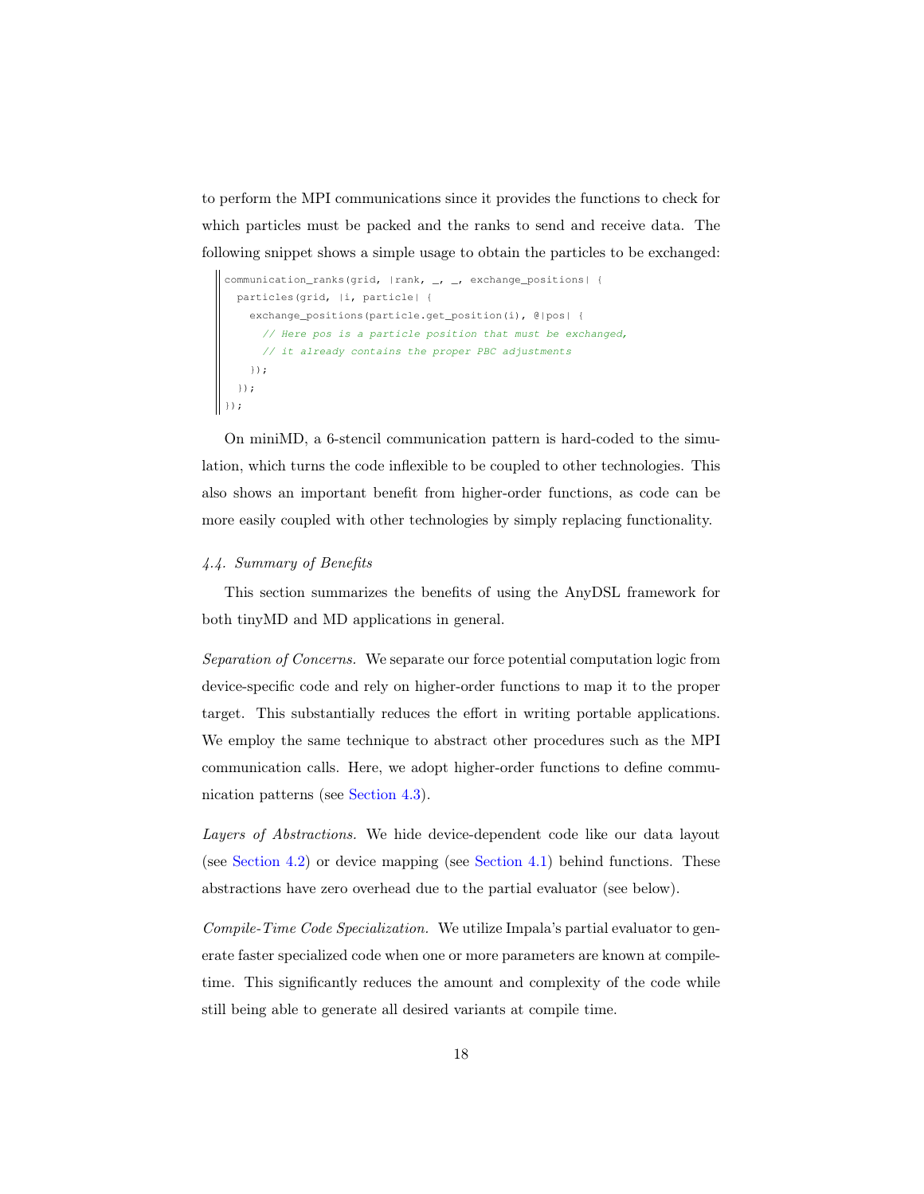to perform the MPI communications since it provides the functions to check for which particles must be packed and the ranks to send and receive data. The following snippet shows a simple usage to obtain the particles to be exchanged:

```
communication_ranks(grid, |rank, _, _, exchange_positions| {
  particles(grid, |i, particle| {
    exchange_positions(particle.get_position(i), @|pos| {
      // Here pos is a particle position that must be exchanged,
      // it already contains the proper PBC adjustments
    });
  });
});
```

On miniMD, a 6-stencil communication pattern is hard-coded to the simulation, which turns the code inflexible to be coupled to other technologies. This also shows an important benefit from higher-order functions, as code can be more easily coupled with other technologies by simply replacing functionality.

### *4.4. Summary of Benefits*

This section summarizes the benefits of using the AnyDSL framework for both tinyMD and MD applications in general.

*Separation of Concerns.* We separate our force potential computation logic from device-specific code and rely on higher-order functions to map it to the proper target. This substantially reduces the effort in writing portable applications. We employ the same technique to abstract other procedures such as the MPI communication calls. Here, we adopt higher-order functions to define communication patterns (see Section 4.3).

*Layers of Abstractions.* We hide device-dependent code like our data layout (see Section 4.2) or device mapping (see Section 4.1) behind functions. These abstractions have zero overhead due to the partial evaluator (see below).

*Compile-Time Code Specialization.* We utilize Impala's partial evaluator to generate faster specialized code when one or more parameters are known at compile-time. This significantly reduces the amount and complexity of the code while still being able to generate all desired variants at compile time.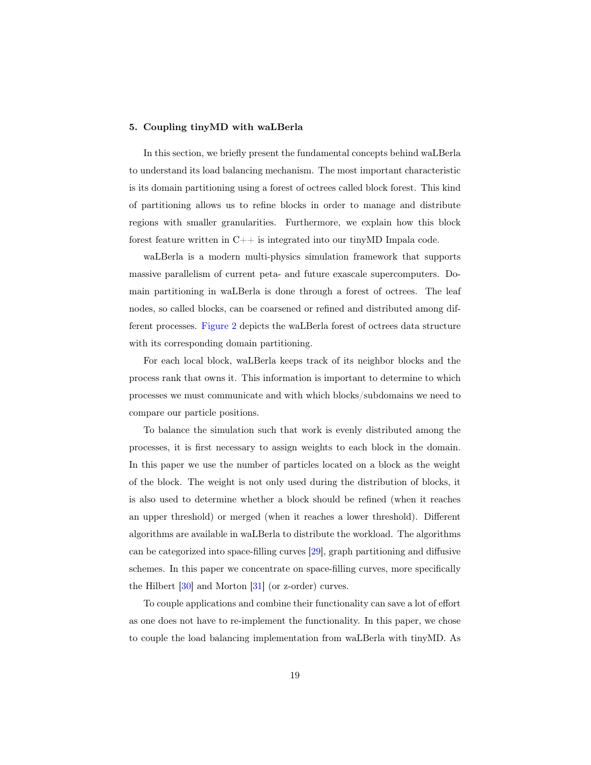## 5. Coupling tinyMD with waLBerla

In this section, we briefly present the fundamental concepts behind waLBerla to understand its load balancing mechanism. The most important characteristic is its domain partitioning using a forest of octrees called block forest. This kind of partitioning allows us to refine blocks in order to manage and distribute regions with smaller granularities. Furthermore, we explain how this block forest feature written in C++ is integrated into our tinyMD Impala code.

waLBerla is a modern multi-physics simulation framework that supports massive parallelism of current peta- and future exascale supercomputers. Domain partitioning in waLBerla is done through a forest of octrees. The leaf nodes, so called blocks, can be coarsened or refined and distributed among different processes. Figure 2 depicts the waLBerla forest of octrees data structure with its corresponding domain partitioning.

For each local block, waLBerla keeps track of its neighbor blocks and the process rank that owns it. This information is important to determine to which processes we must communicate and with which blocks/subdomains we need to compare our particle positions.

To balance the simulation such that work is evenly distributed among the processes, it is first necessary to assign weights to each block in the domain. In this paper we use the number of particles located on a block as the weight of the block. The weight is not only used during the distribution of blocks, it is also used to determine whether a block should be refined (when it reaches an upper threshold) or merged (when it reaches a lower threshold). Different algorithms are available in waLBerla to distribute the workload. The algorithms can be categorized into space-filling curves [29], graph partitioning and diffusive schemes. In this paper we concentrate on space-filling curves, more specifically the Hilbert [30] and Morton [31] (or z-order) curves.

To couple applications and combine their functionality can save a lot of effort as one does not have to re-implement the functionality. In this paper, we chose to couple the load balancing implementation from waLBerla with tinyMD. As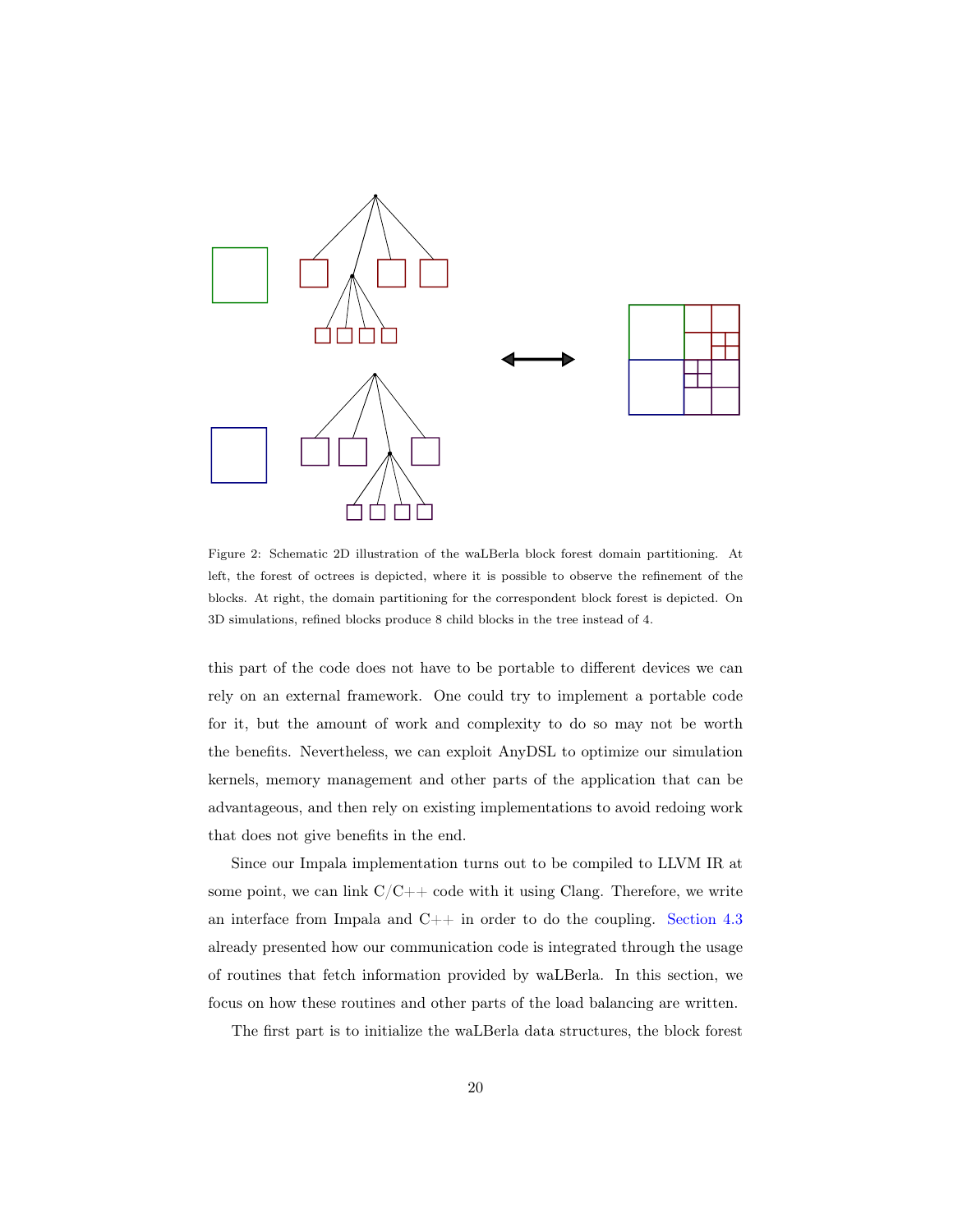Figure 2: Schematic 2D illustration of the waLBerla block forest domain partitioning. At left, the forest of octrees is depicted, where it is possible to observe the refinement of the blocks. At right, the domain partitioning for the correspondent block forest is depicted. On 3D simulations, refined blocks produce 8 child blocks in the tree instead of 4.

this part of the code does not have to be portable to different devices we can rely on an external framework. One could try to implement a portable code for it, but the amount of work and complexity to do so may not be worth the benefits. Nevertheless, we can exploit AnyDSL to optimize our simulation kernels, memory management and other parts of the application that can be advantageous, and then rely on existing implementations to avoid redoing work that does not give benefits in the end.

Since our Impala implementation turns out to be compiled to LLVM IR at some point, we can link C/C++ code with it using Clang. Therefore, we write an interface from Impala and C++ in order to do the coupling. Section 4.3 already presented how our communication code is integrated through the usage of routines that fetch information provided by waLBerla. In this section, we focus on how these routines and other parts of the load balancing are written.

The first part is to initialize the waLBerla data structures, the block forest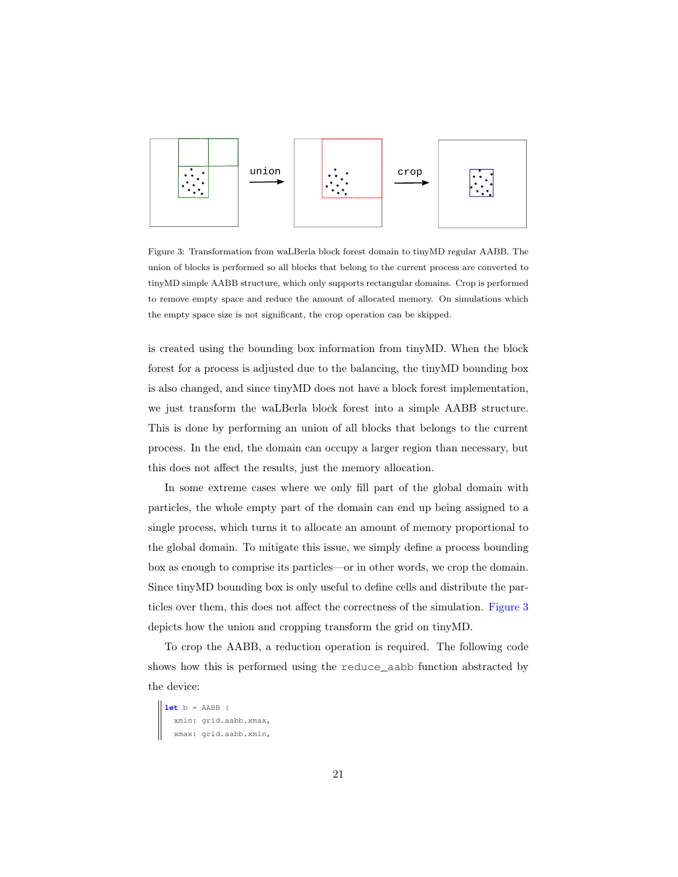union

crop

Figure 3: Transformation from waLBerla block forest domain to tinyMD regular AABB. The union of blocks is performed so all blocks that belong to the current process are converted to tinyMD simple AABB structure, which only supports rectangular domains. Crop is performed to remove empty space and reduce the amount of allocated memory. On simulations which the empty space size is not significant, the crop operation can be skipped.

is created using the bounding box information from tinyMD. When the block forest for a process is adjusted due to the balancing, the tinyMD bounding box is also changed, and since tinyMD does not have a block forest implementation, we just transform the waLBerla block forest into a simple AABB structure. This is done by performing an union of all blocks that belongs to the current process. In the end, the domain can occupy a larger region than necessary, but this does not affect the results, just the memory allocation.

In some extreme cases where we only fill part of the global domain with particles, the whole empty part of the domain can end up being assigned to a single process, which turns it to allocate an amount of memory proportional to the global domain. To mitigate this issue, we simply define a process bounding box as enough to comprise its particles—or in other words, we crop the domain. Since tinyMD bounding box is only useful to define cells and distribute the particles over them, this does not affect the correctness of the simulation. Figure 3 depicts how the union and cropping transform the grid on tinyMD.

To crop the AABB, a reduction operation is required. The following code shows how this is performed using the `reduce_aabb` function abstracted by the device:

```
let b = AABB {
  xmin: grid.aabb.xmax,
  xmax: grid.aabb.xmin,
```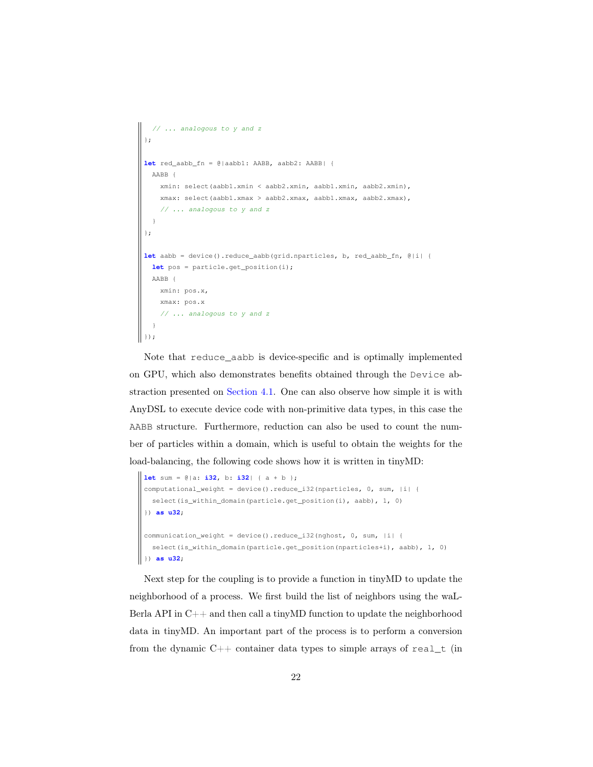```
  // ... analogous to y and z
};

let red_aabb_fn = @|aabb1: AABB, aabb2: AABB| {
  AABB {
    xmin: select(aabb1.xmin < aabb2.xmin, aabb1.xmin, aabb2.xmin),
    xmax: select(aabb1.xmax > aabb2.xmax, aabb1.xmax, aabb2.xmax),
    // ... analogous to y and z
  }
};

let aabb = device().reduce_aabb(grid.nparticles, b, red_aabb_fn, @|i| {
  let pos = particle.get_position(i);
  AABB {
    xmin: pos.x,
    xmax: pos.x
    // ... analogous to y and z
  }
});
```

Note that reduce_aabb is device-specific and is optimally implemented on GPU, which also demonstrates benefits obtained through the Device abstraction presented on Section 4.1. One can also observe how simple it is with AnyDSL to execute device code with non-primitive data types, in this case the AABB structure. Furthermore, reduction can also be used to count the number of particles within a domain, which is useful to obtain the weights for the load-balancing, the following code shows how it is written in tinyMD:

```
let sum = @|a: i32, b: i32| { a + b };
computational_weight = device().reduce_i32(nparticles, 0, sum, |i| {
  select(is_within_domain(particle.get_position(i), aabb), 1, 0)
}) as u32;

communication_weight = device().reduce_i32(nghost, 0, sum, |i| {
  select(is_within_domain(particle.get_position(nparticles+i), aabb), 1, 0)
}) as u32;
```

Next step for the coupling is to provide a function in tinyMD to update the neighborhood of a process. We first build the list of neighbors using the waLBerla API in C++ and then call a tinyMD function to update the neighborhood data in tinyMD. An important part of the process is to perform a conversion from the dynamic C++ container data types to simple arrays of real_t (in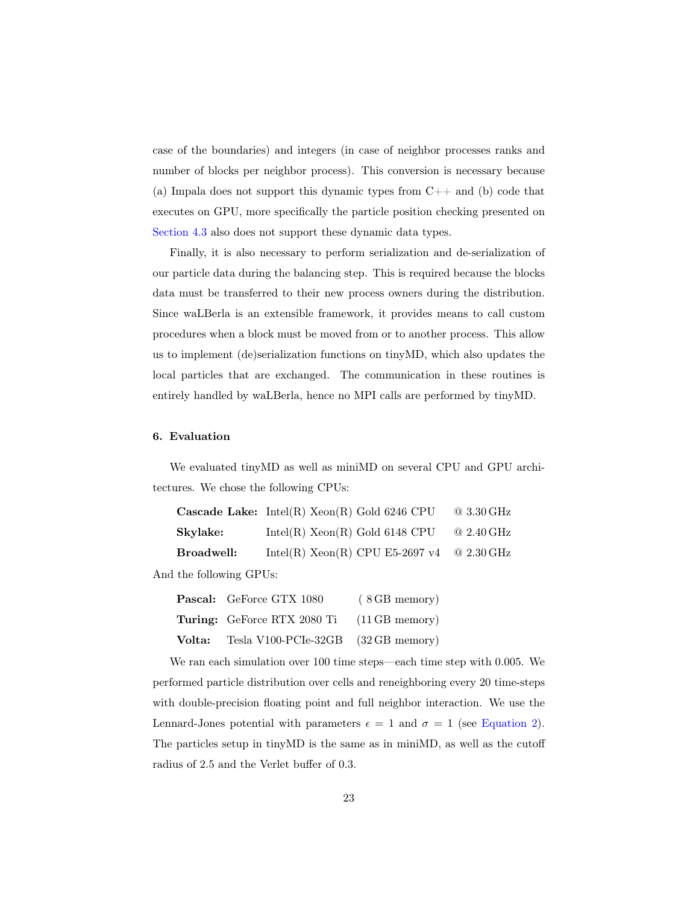case of the boundaries) and integers (in case of neighbor processes ranks and number of blocks per neighbor process). This conversion is necessary because (a) Impala does not support this dynamic types from C++ and (b) code that executes on GPU, more specifically the particle position checking presented on Section 4.3 also does not support these dynamic data types.

Finally, it is also necessary to perform serialization and de-serialization of our particle data during the balancing step. This is required because the blocks data must be transferred to their new process owners during the distribution. Since waLBerla is an extensible framework, it provides means to call custom procedures when a block must be moved from or to another process. This allow us to implement (de)serialization functions on tinyMD, which also updates the local particles that are exchanged. The communication in these routines is entirely handled by waLBerla, hence no MPI calls are performed by tinyMD.

## 6. Evaluation

We evaluated tinyMD as well as miniMD on several CPU and GPU architectures. We chose the following CPUs:

| | | |
|---|---|---|
| **Cascade Lake:** | Intel(R) Xeon(R) Gold 6246 CPU | @ 3.30 GHz |
| **Skylake:** | Intel(R) Xeon(R) Gold 6148 CPU | @ 2.40 GHz |
| **Broadwell:** | Intel(R) Xeon(R) CPU E5-2697 v4 | @ 2.30 GHz |

And the following GPUs:

| | | |
|---|---|---|
| **Pascal:** | GeForce GTX 1080 | ( 8 GB memory) |
| **Turing:** | GeForce RTX 2080 Ti | (11 GB memory) |
| **Volta:** | Tesla V100-PCIe-32GB | (32 GB memory) |

We ran each simulation over 100 time steps—each time step with 0.005. We performed particle distribution over cells and reneighboring every 20 time-steps with double-precision floating point and full neighbor interaction. We use the Lennard-Jones potential with parameters $\epsilon = 1$ and $\sigma = 1$ (see Equation 2). The particles setup in tinyMD is the same as in miniMD, as well as the cutoff radius of 2.5 and the Verlet buffer of 0.3.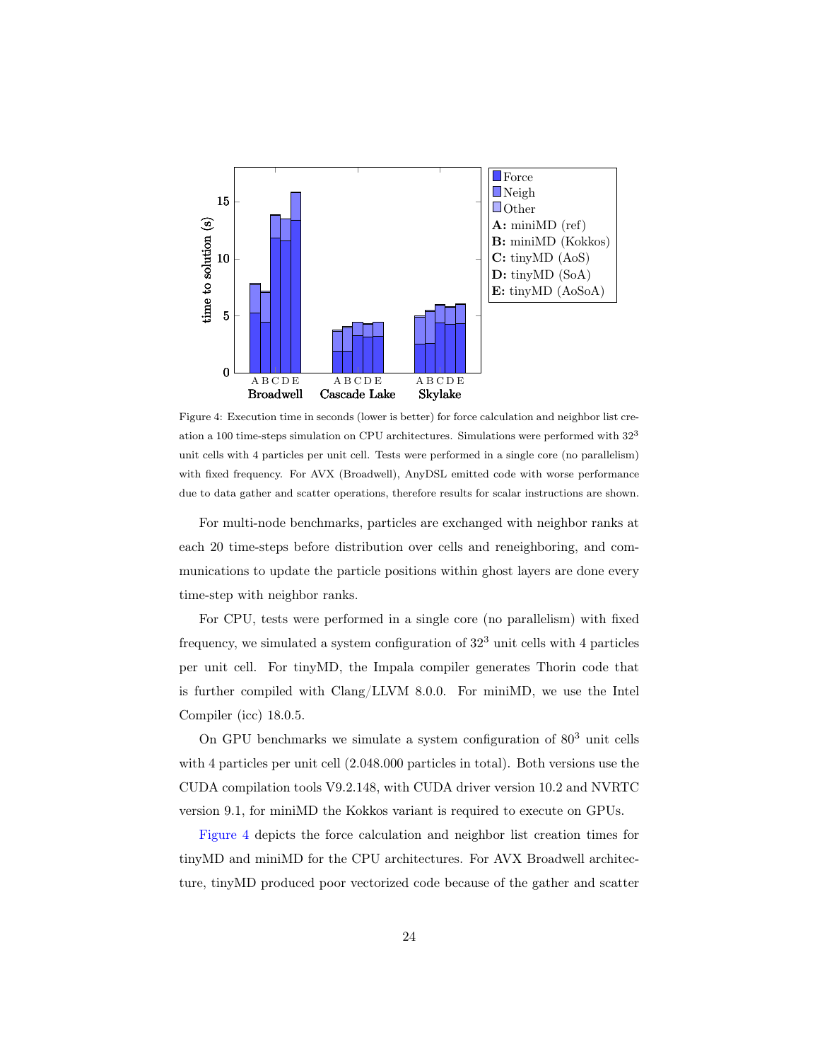time to solution (s)

0
5
10
15

A B C D E
Broadwell

A B C D E
Cascade Lake

A B C D E
Skylake

Force
Neigh
Other
**A:** miniMD (ref)
**B:** miniMD (Kokkos)
**C:** tinyMD (AoS)
**D:** tinyMD (SoA)
**E:** tinyMD (AoSoA)

Figure 4: Execution time in seconds (lower is better) for force calculation and neighbor list creation a 100 time-steps simulation on CPU architectures. Simulations were performed with $32^3$ unit cells with 4 particles per unit cell. Tests were performed in a single core (no parallelism) with fixed frequency. For AVX (Broadwell), AnyDSL emitted code with worse performance due to data gather and scatter operations, therefore results for scalar instructions are shown.

For multi-node benchmarks, particles are exchanged with neighbor ranks at each 20 time-steps before distribution over cells and reneighboring, and communications to update the particle positions within ghost layers are done every time-step with neighbor ranks.

For CPU, tests were performed in a single core (no parallelism) with fixed frequency, we simulated a system configuration of $32^3$ unit cells with 4 particles per unit cell. For tinyMD, the Impala compiler generates Thorin code that is further compiled with Clang/LLVM 8.0.0. For miniMD, we use the Intel Compiler (icc) 18.0.5.

On GPU benchmarks we simulate a system configuration of $80^3$ unit cells with 4 particles per unit cell (2.048.000 particles in total). Both versions use the CUDA compilation tools V9.2.148, with CUDA driver version 10.2 and NVRTC version 9.1, for miniMD the Kokkos variant is required to execute on GPUs.

Figure 4 depicts the force calculation and neighbor list creation times for tinyMD and miniMD for the CPU architectures. For AVX Broadwell architecture, tinyMD produced poor vectorized code because of the gather and scatter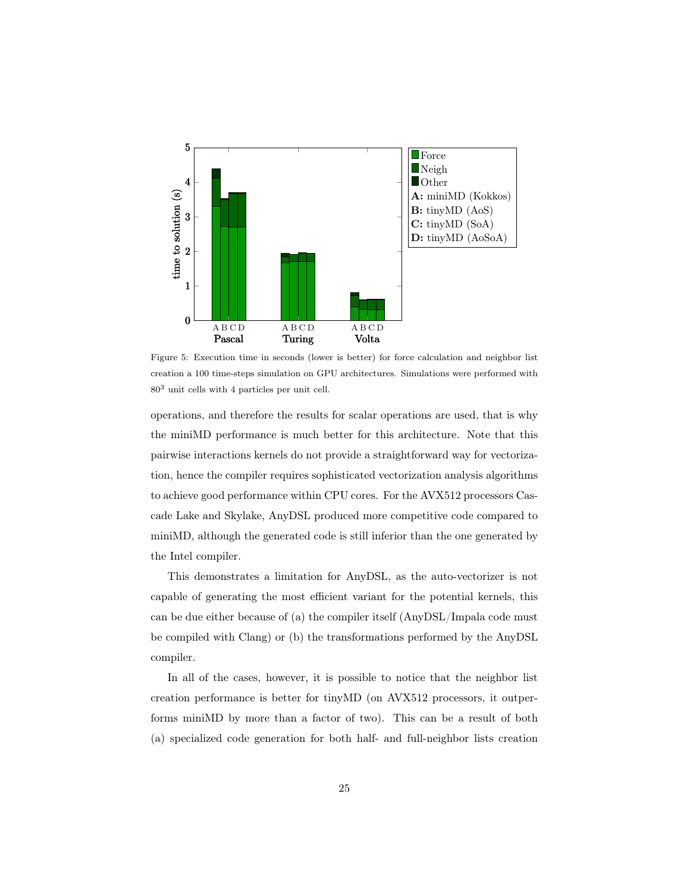5

4

3

2

1

0

time to solution (s)

A B C D
Pascal

A B C D
Turing

A B C D
Volta

Force
Neigh
Other
**A:** miniMD (Kokkos)
**B:** tinyMD (AoS)
**C:** tinyMD (SoA)
**D:** tinyMD (AoSoA)

Figure 5: Execution time in seconds (lower is better) for force calculation and neighbor list creation a 100 time-steps simulation on GPU architectures. Simulations were performed with $80^3$ unit cells with 4 particles per unit cell.

operations, and therefore the results for scalar operations are used, that is why the miniMD performance is much better for this architecture. Note that this pairwise interactions kernels do not provide a straightforward way for vectorization, hence the compiler requires sophisticated vectorization analysis algorithms to achieve good performance within CPU cores. For the AVX512 processors Cascade Lake and Skylake, AnyDSL produced more competitive code compared to miniMD, although the generated code is still inferior than the one generated by the Intel compiler.

This demonstrates a limitation for AnyDSL, as the auto-vectorizer is not capable of generating the most efficient variant for the potential kernels, this can be due either because of (a) the compiler itself (AnyDSL/Impala code must be compiled with Clang) or (b) the transformations performed by the AnyDSL compiler.

In all of the cases, however, it is possible to notice that the neighbor list creation performance is better for tinyMD (on AVX512 processors, it outperforms miniMD by more than a factor of two). This can be a result of both (a) specialized code generation for both half- and full-neighbor lists creation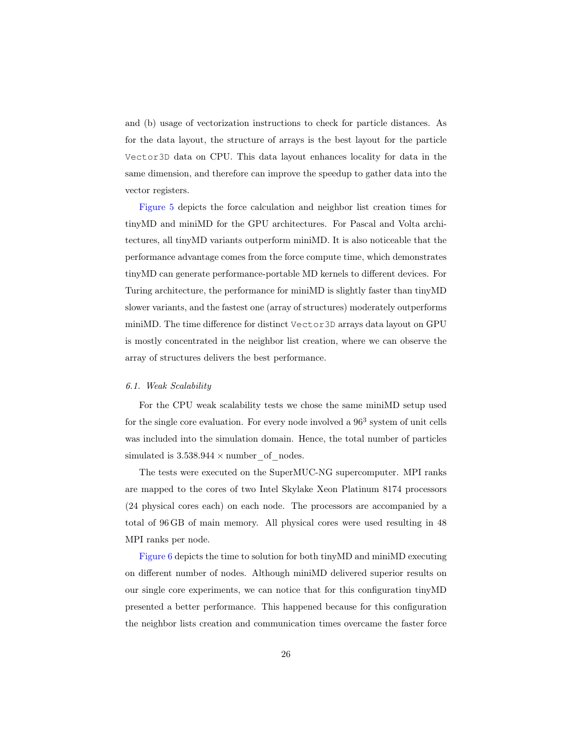and (b) usage of vectorization instructions to check for particle distances. As for the data layout, the structure of arrays is the best layout for the particle `Vector3D` data on CPU. This data layout enhances locality for data in the same dimension, and therefore can improve the speedup to gather data into the vector registers.

Figure 5 depicts the force calculation and neighbor list creation times for tinyMD and miniMD for the GPU architectures. For Pascal and Volta architectures, all tinyMD variants outperform miniMD. It is also noticeable that the performance advantage comes from the force compute time, which demonstrates tinyMD can generate performance-portable MD kernels to different devices. For Turing architecture, the performance for miniMD is slightly faster than tinyMD slower variants, and the fastest one (array of structures) moderately outperforms miniMD. The time difference for distinct `Vector3D` arrays data layout on GPU is mostly concentrated in the neighbor list creation, where we can observe the array of structures delivers the best performance.

### *6.1. Weak Scalability*

For the CPU weak scalability tests we chose the same miniMD setup used for the single core evaluation. For every node involved a $96^3$ system of unit cells was included into the simulation domain. Hence, the total number of particles simulated is $3.538.944 \times \text{number\_of\_nodes}$.

The tests were executed on the SuperMUC-NG supercomputer. MPI ranks are mapped to the cores of two Intel Skylake Xeon Platinum 8174 processors (24 physical cores each) on each node. The processors are accompanied by a total of 96 GB of main memory. All physical cores were used resulting in 48 MPI ranks per node.

Figure 6 depicts the time to solution for both tinyMD and miniMD executing on different number of nodes. Although miniMD delivered superior results on our single core experiments, we can notice that for this configuration tinyMD presented a better performance. This happened because for this configuration the neighbor lists creation and communication times overcame the faster force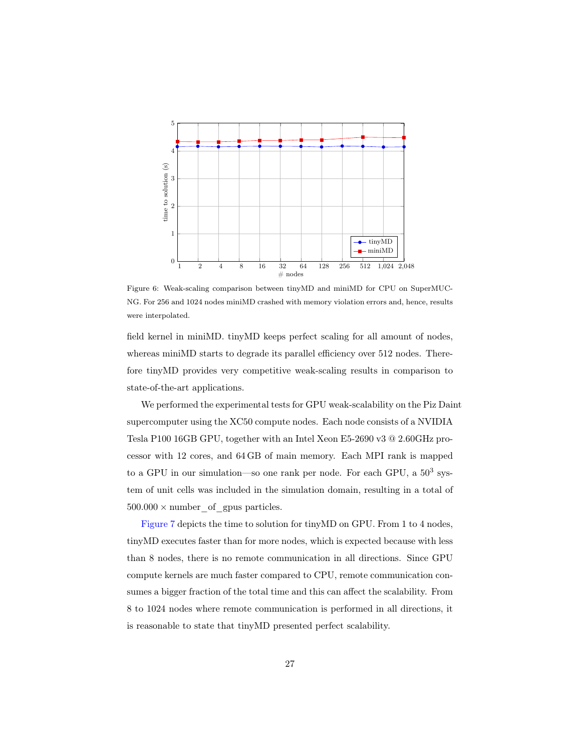5

4

3

2

1

0

time to solution (s)

1 2 4 8 16 32 64 128 256 512 1,024 2,048

# nodes

tinyMD

miniMD

Figure 6: Weak-scaling comparison between tinyMD and miniMD for CPU on SuperMUC-NG. For 256 and 1024 nodes miniMD crashed with memory violation errors and, hence, results were interpolated.

field kernel in miniMD. tinyMD keeps perfect scaling for all amount of nodes, whereas miniMD starts to degrade its parallel efficiency over 512 nodes. Therefore tinyMD provides very competitive weak-scaling results in comparison to state-of-the-art applications.

We performed the experimental tests for GPU weak-scalability on the Piz Daint supercomputer using the XC50 compute nodes. Each node consists of a NVIDIA Tesla P100 16GB GPU, together with an Intel Xeon E5-2690 v3 @ 2.60GHz processor with 12 cores, and 64 GB of main memory. Each MPI rank is mapped to a GPU in our simulation—so one rank per node. For each GPU, a $50^3$ system of unit cells was included in the simulation domain, resulting in a total of $500.000 \times$ number_of_gpus particles.

Figure 7 depicts the time to solution for tinyMD on GPU. From 1 to 4 nodes, tinyMD executes faster than for more nodes, which is expected because with less than 8 nodes, there is no remote communication in all directions. Since GPU compute kernels are much faster compared to CPU, remote communication consumes a bigger fraction of the total time and this can affect the scalability. From 8 to 1024 nodes where remote communication is performed in all directions, it is reasonable to state that tinyMD presented perfect scalability.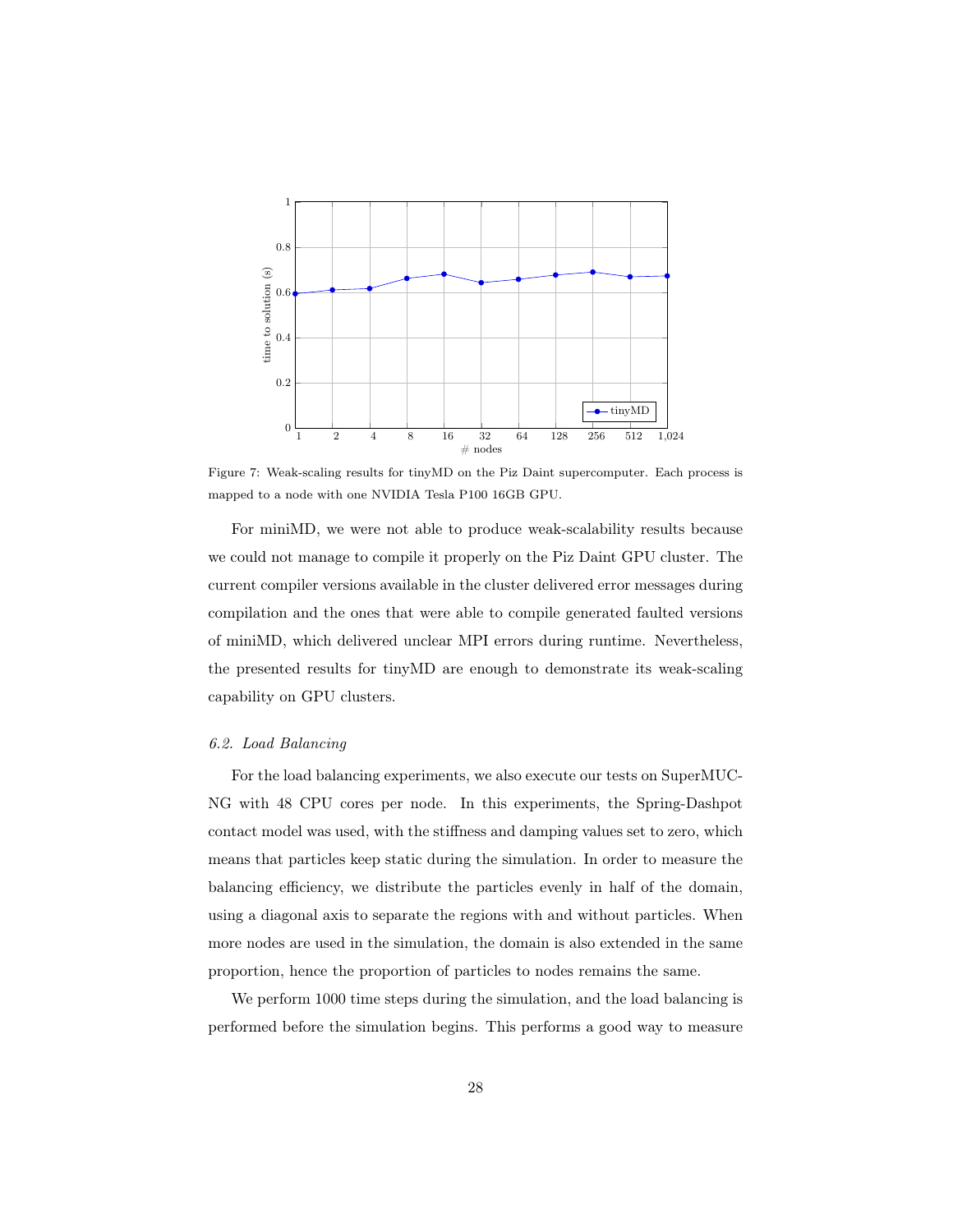1
0.8
0.6
0.4
0.2
0
time to solution (s)
1 2 4 8 16 32 64 128 256 512 1,024
# nodes
tinyMD

Figure 7: Weak-scaling results for tinyMD on the Piz Daint supercomputer. Each process is mapped to a node with one NVIDIA Tesla P100 16GB GPU.

For miniMD, we were not able to produce weak-scalability results because we could not manage to compile it properly on the Piz Daint GPU cluster. The current compiler versions available in the cluster delivered error messages during compilation and the ones that were able to compile generated faulted versions of miniMD, which delivered unclear MPI errors during runtime. Nevertheless, the presented results for tinyMD are enough to demonstrate its weak-scaling capability on GPU clusters.

### *6.2. Load Balancing*

For the load balancing experiments, we also execute our tests on SuperMUC-NG with 48 CPU cores per node. In this experiments, the Spring-Dashpot contact model was used, with the stiffness and damping values set to zero, which means that particles keep static during the simulation. In order to measure the balancing efficiency, we distribute the particles evenly in half of the domain, using a diagonal axis to separate the regions with and without particles. When more nodes are used in the simulation, the domain is also extended in the same proportion, hence the proportion of particles to nodes remains the same.

We perform 1000 time steps during the simulation, and the load balancing is performed before the simulation begins. This performs a good way to measure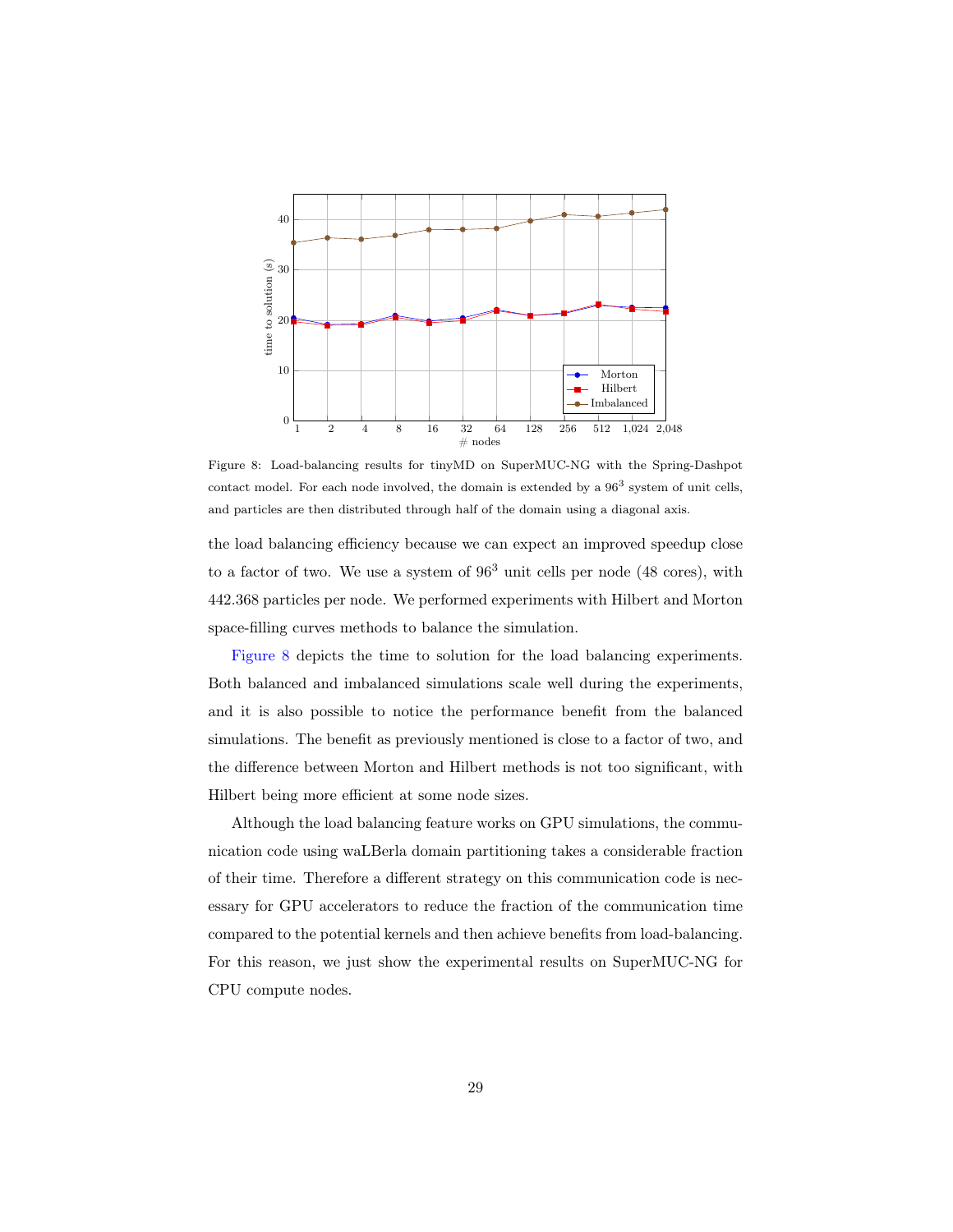time to solution (s)

0
10
20
30
40

1
2
4
8
16
32
64
128
256
512
1,024
2,048

# nodes

Morton
Hilbert
Imbalanced

Figure 8: Load-balancing results for tinyMD on SuperMUC-NG with the Spring-Dashpot contact model. For each node involved, the domain is extended by a $96^3$ system of unit cells, and particles are then distributed through half of the domain using a diagonal axis.

the load balancing efficiency because we can expect an improved speedup close to a factor of two. We use a system of $96^3$ unit cells per node (48 cores), with 442.368 particles per node. We performed experiments with Hilbert and Morton space-filling curves methods to balance the simulation.

Figure 8 depicts the time to solution for the load balancing experiments. Both balanced and imbalanced simulations scale well during the experiments, and it is also possible to notice the performance benefit from the balanced simulations. The benefit as previously mentioned is close to a factor of two, and the difference between Morton and Hilbert methods is not too significant, with Hilbert being more efficient at some node sizes.

Although the load balancing feature works on GPU simulations, the communication code using waLBerla domain partitioning takes a considerable fraction of their time. Therefore a different strategy on this communication code is necessary for GPU accelerators to reduce the fraction of the communication time compared to the potential kernels and then achieve benefits from load-balancing. For this reason, we just show the experimental results on SuperMUC-NG for CPU compute nodes.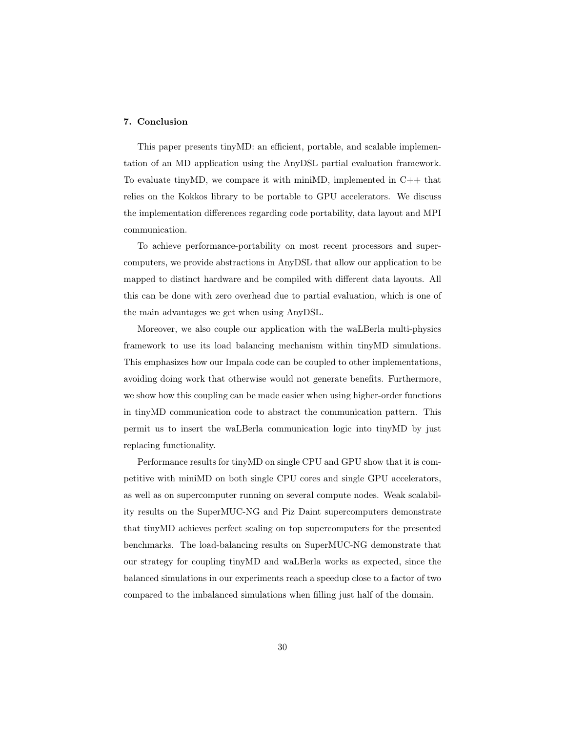## 7. Conclusion

This paper presents tinyMD: an efficient, portable, and scalable implementation of an MD application using the AnyDSL partial evaluation framework. To evaluate tinyMD, we compare it with miniMD, implemented in C++ that relies on the Kokkos library to be portable to GPU accelerators. We discuss the implementation differences regarding code portability, data layout and MPI communication.

To achieve performance-portability on most recent processors and supercomputers, we provide abstractions in AnyDSL that allow our application to be mapped to distinct hardware and be compiled with different data layouts. All this can be done with zero overhead due to partial evaluation, which is one of the main advantages we get when using AnyDSL.

Moreover, we also couple our application with the waLBerla multi-physics framework to use its load balancing mechanism within tinyMD simulations. This emphasizes how our Impala code can be coupled to other implementations, avoiding doing work that otherwise would not generate benefits. Furthermore, we show how this coupling can be made easier when using higher-order functions in tinyMD communication code to abstract the communication pattern. This permit us to insert the waLBerla communication logic into tinyMD by just replacing functionality.

Performance results for tinyMD on single CPU and GPU show that it is competitive with miniMD on both single CPU cores and single GPU accelerators, as well as on supercomputer running on several compute nodes. Weak scalability results on the SuperMUC-NG and Piz Daint supercomputers demonstrate that tinyMD achieves perfect scaling on top supercomputers for the presented benchmarks. The load-balancing results on SuperMUC-NG demonstrate that our strategy for coupling tinyMD and waLBerla works as expected, since the balanced simulations in our experiments reach a speedup close to a factor of two compared to the imbalanced simulations when filling just half of the domain.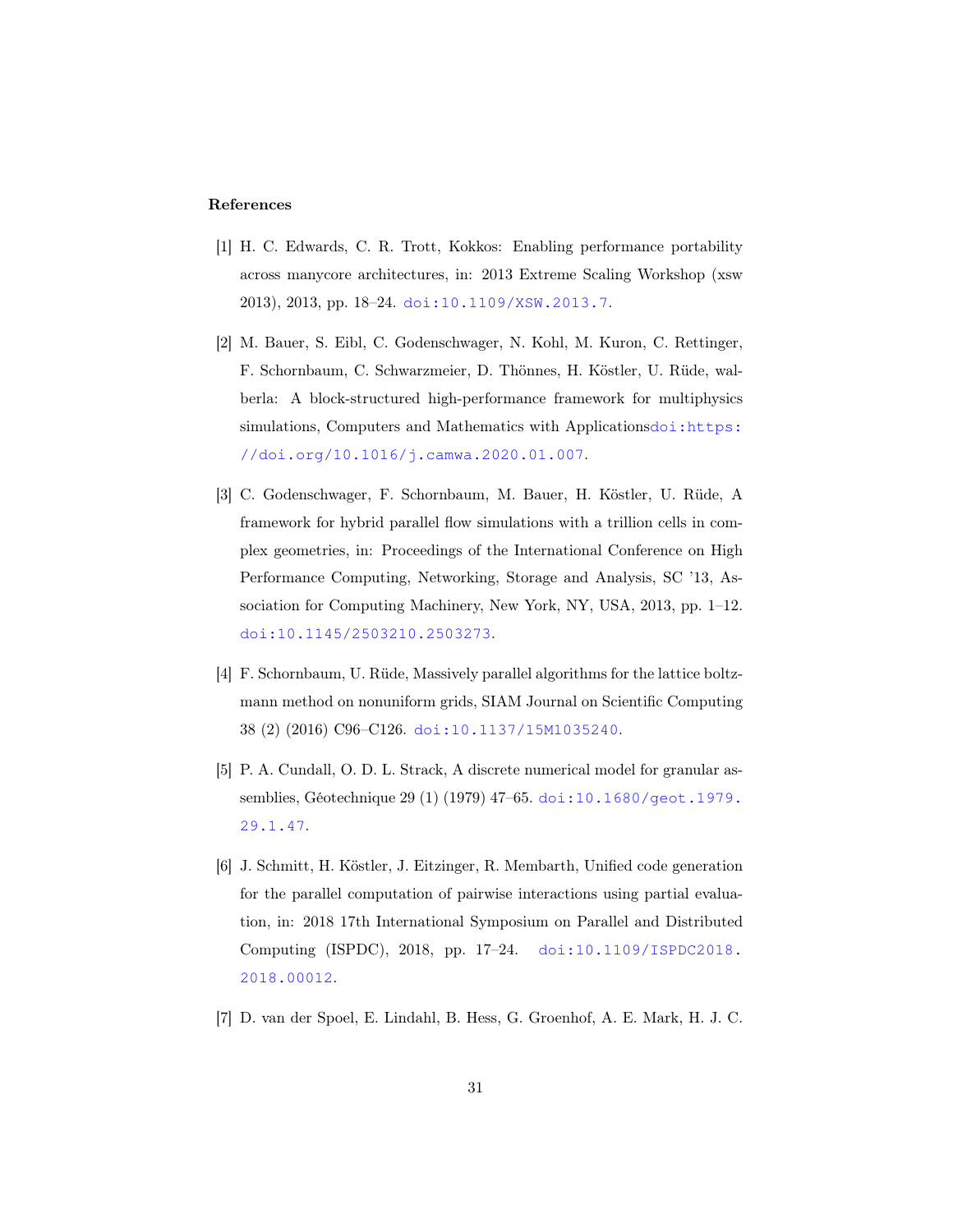## References

[1] H. C. Edwards, C. R. Trott, Kokkos: Enabling performance portability across manycore architectures, in: 2013 Extreme Scaling Workshop (xsw 2013), 2013, pp. 18–24. doi:10.1109/XSW.2013.7.

[2] M. Bauer, S. Eibl, C. Godenschwager, N. Kohl, M. Kuron, C. Rettinger, F. Schornbaum, C. Schwarzmeier, D. Thönnes, H. Köstler, U. Rüde, walberla: A block-structured high-performance framework for multiphysics simulations, Computers and Mathematics with Applicationsdoi:https://doi.org/10.1016/j.camwa.2020.01.007.

[3] C. Godenschwager, F. Schornbaum, M. Bauer, H. Köstler, U. Rüde, A framework for hybrid parallel flow simulations with a trillion cells in complex geometries, in: Proceedings of the International Conference on High Performance Computing, Networking, Storage and Analysis, SC '13, Association for Computing Machinery, New York, NY, USA, 2013, pp. 1–12. doi:10.1145/2503210.2503273.

[4] F. Schornbaum, U. Rüde, Massively parallel algorithms for the lattice boltzmann method on nonuniform grids, SIAM Journal on Scientific Computing 38 (2) (2016) C96–C126. doi:10.1137/15M1035240.

[5] P. A. Cundall, O. D. L. Strack, A discrete numerical model for granular assemblies, Géotechnique 29 (1) (1979) 47–65. doi:10.1680/geot.1979.29.1.47.

[6] J. Schmitt, H. Köstler, J. Eitzinger, R. Membarth, Unified code generation for the parallel computation of pairwise interactions using partial evaluation, in: 2018 17th International Symposium on Parallel and Distributed Computing (ISPDC), 2018, pp. 17–24. doi:10.1109/ISPDC2018.2018.00012.

[7] D. van der Spoel, E. Lindahl, B. Hess, G. Groenhof, A. E. Mark, H. J. C.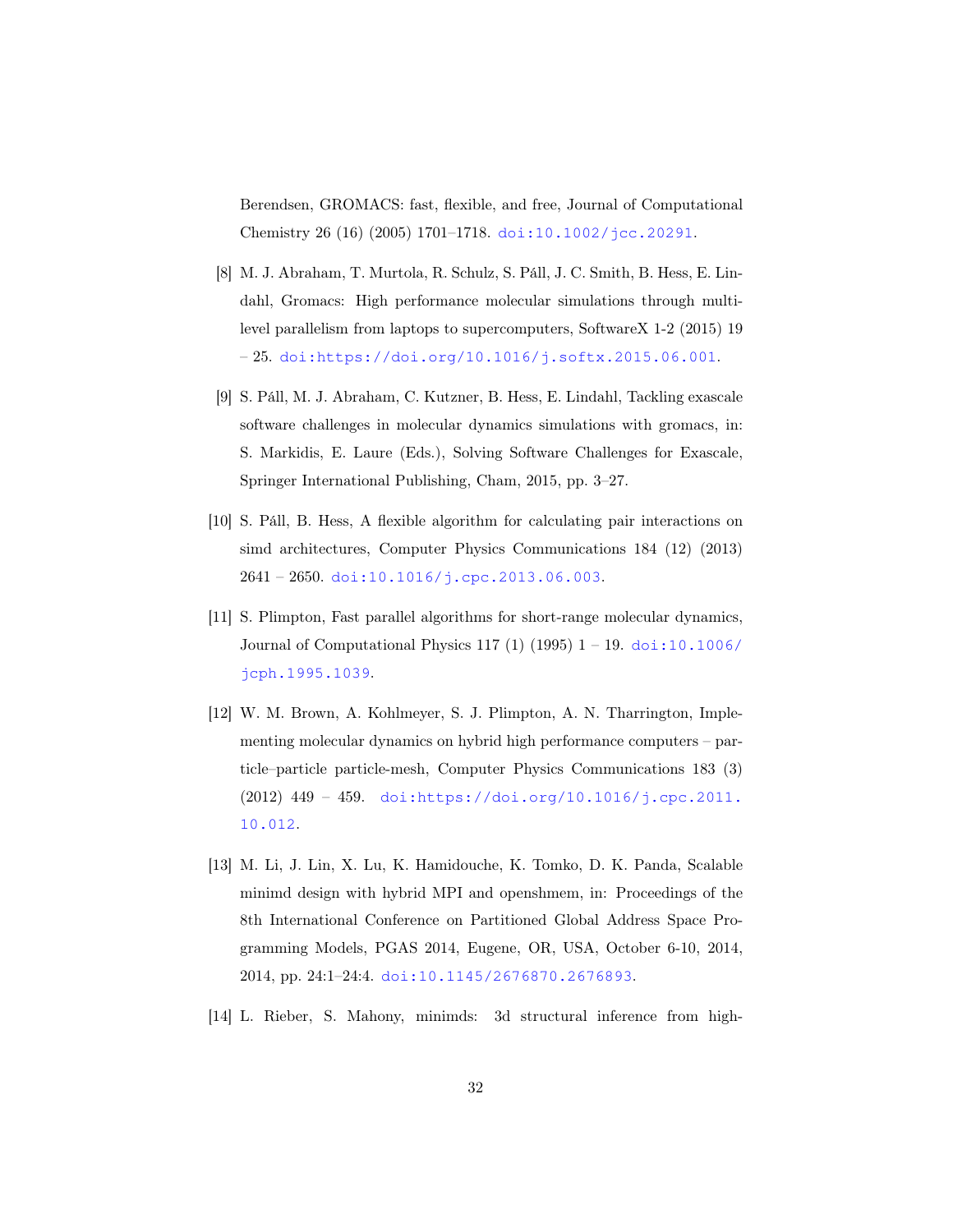Berendsen, GROMACS: fast, flexible, and free, Journal of Computational Chemistry 26 (16) (2005) 1701–1718. doi:10.1002/jcc.20291.

[8] M. J. Abraham, T. Murtola, R. Schulz, S. Páll, J. C. Smith, B. Hess, E. Lindahl, Gromacs: High performance molecular simulations through multi-level parallelism from laptops to supercomputers, SoftwareX 1-2 (2015) 19 – 25. doi:https://doi.org/10.1016/j.softx.2015.06.001.

[9] S. Páll, M. J. Abraham, C. Kutzner, B. Hess, E. Lindahl, Tackling exascale software challenges in molecular dynamics simulations with gromacs, in: S. Markidis, E. Laure (Eds.), Solving Software Challenges for Exascale, Springer International Publishing, Cham, 2015, pp. 3–27.

[10] S. Páll, B. Hess, A flexible algorithm for calculating pair interactions on simd architectures, Computer Physics Communications 184 (12) (2013) 2641 – 2650. doi:10.1016/j.cpc.2013.06.003.

[11] S. Plimpton, Fast parallel algorithms for short-range molecular dynamics, Journal of Computational Physics 117 (1) (1995) 1 – 19. doi:10.1006/jcph.1995.1039.

[12] W. M. Brown, A. Kohlmeyer, S. J. Plimpton, A. N. Tharrington, Implementing molecular dynamics on hybrid high performance computers – particle–particle particle-mesh, Computer Physics Communications 183 (3) (2012) 449 – 459. doi:https://doi.org/10.1016/j.cpc.2011.10.012.

[13] M. Li, J. Lin, X. Lu, K. Hamidouche, K. Tomko, D. K. Panda, Scalable minimd design with hybrid MPI and openshmem, in: Proceedings of the 8th International Conference on Partitioned Global Address Space Programming Models, PGAS 2014, Eugene, OR, USA, October 6-10, 2014, 2014, pp. 24:1–24:4. doi:10.1145/2676870.2676893.

[14] L. Rieber, S. Mahony, minimds: 3d structural inference from high-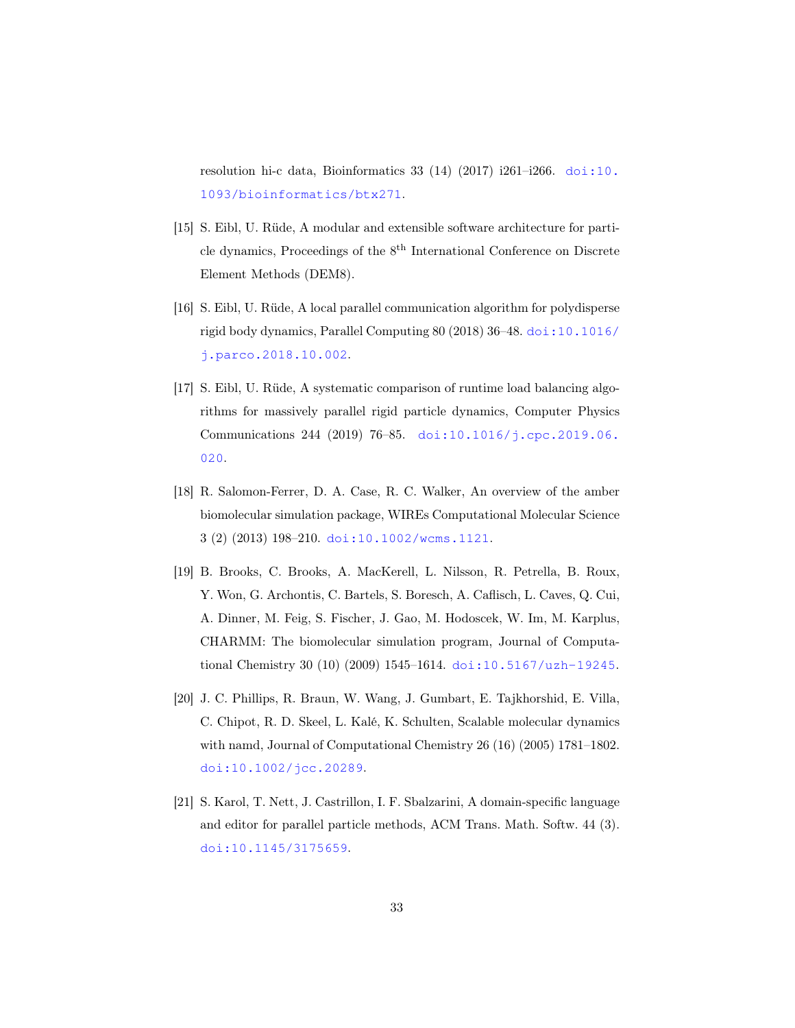resolution hi-c data, Bioinformatics 33 (14) (2017) i261–i266. doi:10.1093/bioinformatics/btx271.

[15] S. Eibl, U. Rüde, A modular and extensible software architecture for particle dynamics, Proceedings of the 8th International Conference on Discrete Element Methods (DEM8).

[16] S. Eibl, U. Rüde, A local parallel communication algorithm for polydisperse rigid body dynamics, Parallel Computing 80 (2018) 36–48. doi:10.1016/j.parco.2018.10.002.

[17] S. Eibl, U. Rüde, A systematic comparison of runtime load balancing algorithms for massively parallel rigid particle dynamics, Computer Physics Communications 244 (2019) 76–85. doi:10.1016/j.cpc.2019.06.020.

[18] R. Salomon-Ferrer, D. A. Case, R. C. Walker, An overview of the amber biomolecular simulation package, WIREs Computational Molecular Science 3 (2) (2013) 198–210. doi:10.1002/wcms.1121.

[19] B. Brooks, C. Brooks, A. MacKerell, L. Nilsson, R. Petrella, B. Roux, Y. Won, G. Archontis, C. Bartels, S. Boresch, A. Caflisch, L. Caves, Q. Cui, A. Dinner, M. Feig, S. Fischer, J. Gao, M. Hodoscek, W. Im, M. Karplus, CHARMM: The biomolecular simulation program, Journal of Computational Chemistry 30 (10) (2009) 1545–1614. doi:10.5167/uzh-19245.

[20] J. C. Phillips, R. Braun, W. Wang, J. Gumbart, E. Tajkhorshid, E. Villa, C. Chipot, R. D. Skeel, L. Kalé, K. Schulten, Scalable molecular dynamics with namd, Journal of Computational Chemistry 26 (16) (2005) 1781–1802. doi:10.1002/jcc.20289.

[21] S. Karol, T. Nett, J. Castrillon, I. F. Sbalzarini, A domain-specific language and editor for parallel particle methods, ACM Trans. Math. Softw. 44 (3). doi:10.1145/3175659.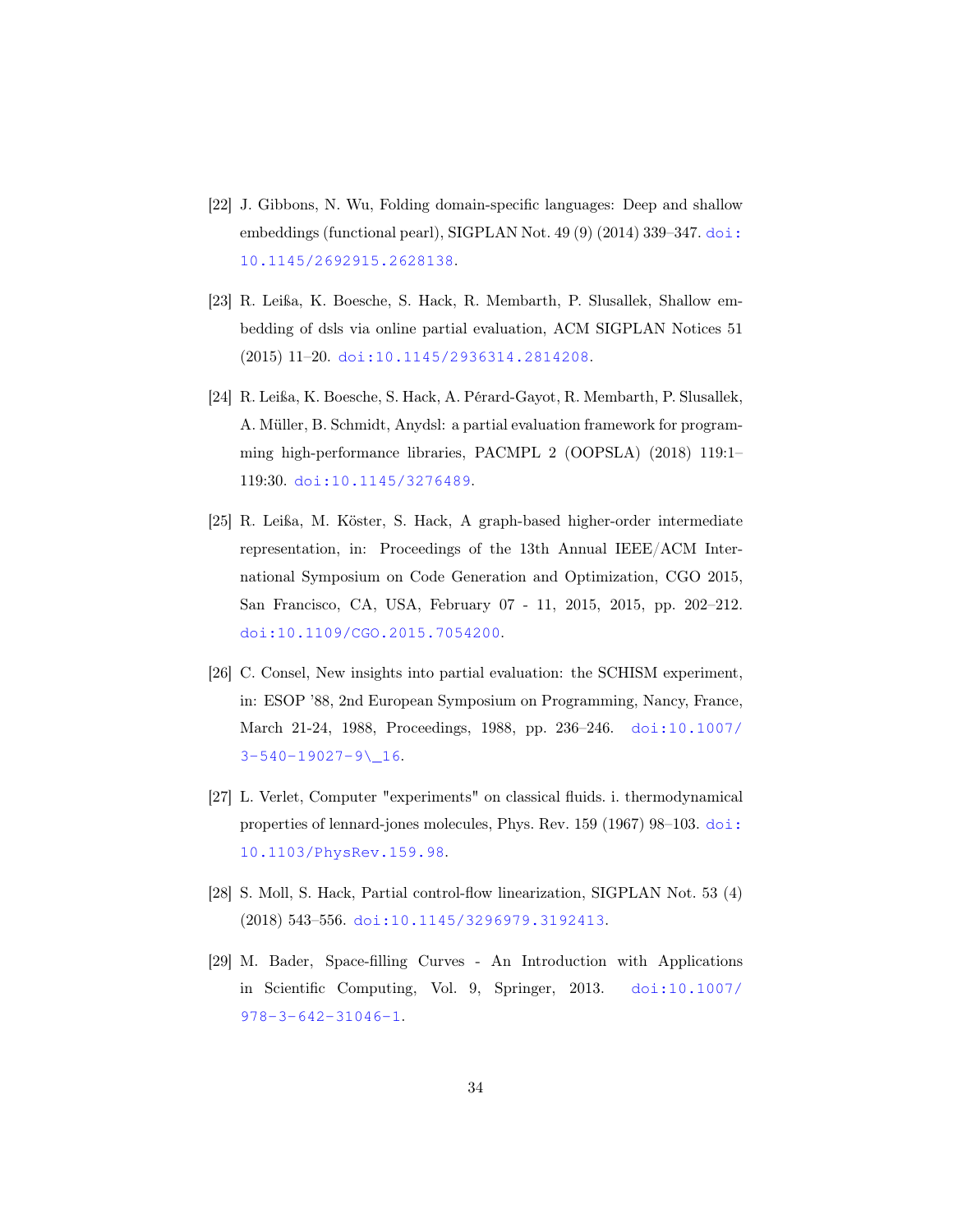[22] J. Gibbons, N. Wu, Folding domain-specific languages: Deep and shallow embeddings (functional pearl), SIGPLAN Not. 49 (9) (2014) 339–347. doi:10.1145/2692915.2628138.

[23] R. Leißa, K. Boesche, S. Hack, R. Membarth, P. Slusallek, Shallow embedding of dsls via online partial evaluation, ACM SIGPLAN Notices 51 (2015) 11–20. doi:10.1145/2936314.2814208.

[24] R. Leißa, K. Boesche, S. Hack, A. Pérard-Gayot, R. Membarth, P. Slusallek, A. Müller, B. Schmidt, Anydsl: a partial evaluation framework for programming high-performance libraries, PACMPL 2 (OOPSLA) (2018) 119:1–119:30. doi:10.1145/3276489.

[25] R. Leißa, M. Köster, S. Hack, A graph-based higher-order intermediate representation, in: Proceedings of the 13th Annual IEEE/ACM International Symposium on Code Generation and Optimization, CGO 2015, San Francisco, CA, USA, February 07 - 11, 2015, 2015, pp. 202–212. doi:10.1109/CGO.2015.7054200.

[26] C. Consel, New insights into partial evaluation: the SCHISM experiment, in: ESOP '88, 2nd European Symposium on Programming, Nancy, France, March 21-24, 1988, Proceedings, 1988, pp. 236–246. doi:10.1007/3-540-19027-9\_16.

[27] L. Verlet, Computer "experiments" on classical fluids. i. thermodynamical properties of lennard-jones molecules, Phys. Rev. 159 (1967) 98–103. doi:10.1103/PhysRev.159.98.

[28] S. Moll, S. Hack, Partial control-flow linearization, SIGPLAN Not. 53 (4) (2018) 543–556. doi:10.1145/3296979.3192413.

[29] M. Bader, Space-filling Curves - An Introduction with Applications in Scientific Computing, Vol. 9, Springer, 2013. doi:10.1007/978-3-642-31046-1.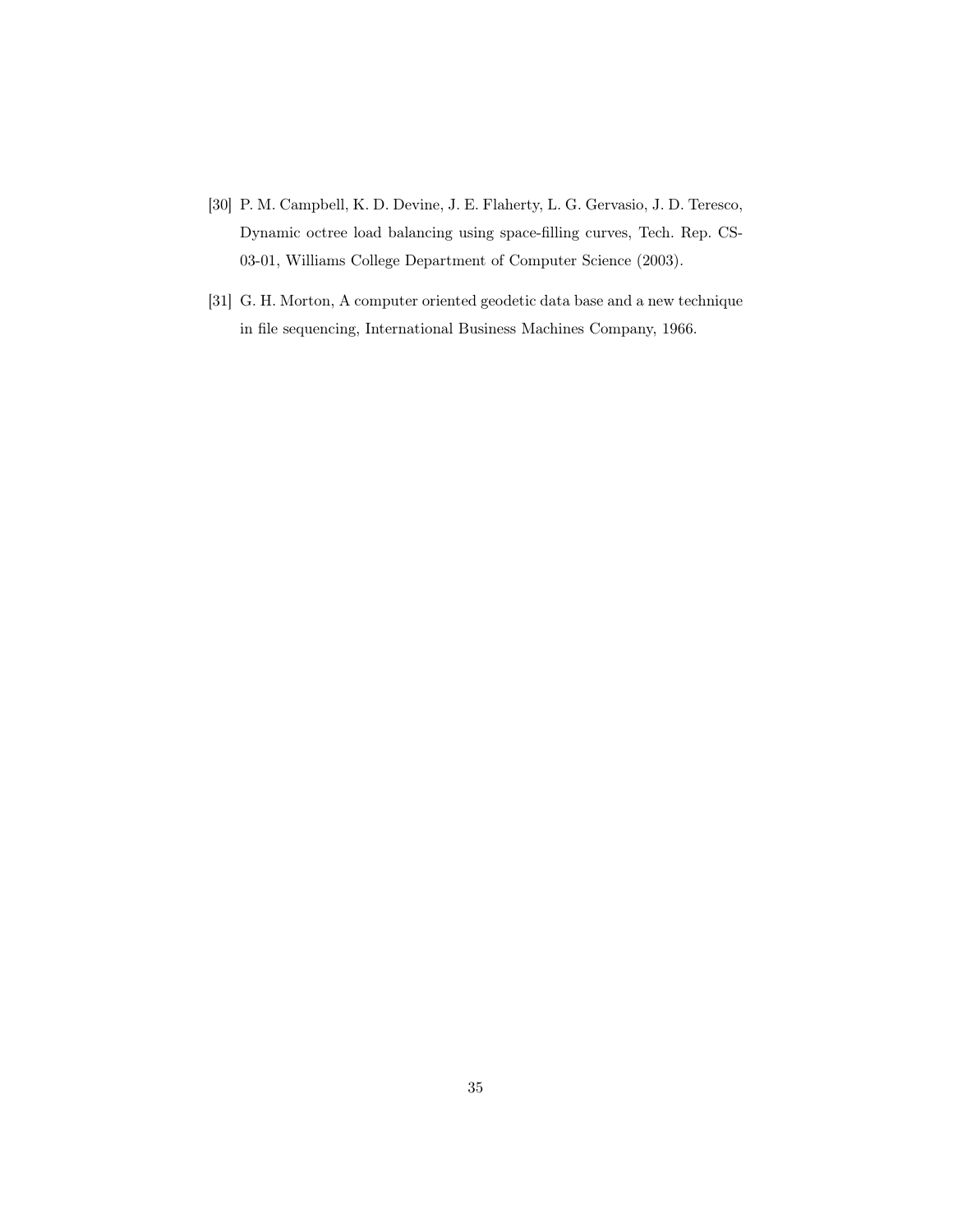[30] P. M. Campbell, K. D. Devine, J. E. Flaherty, L. G. Gervasio, J. D. Teresco, Dynamic octree load balancing using space-filling curves, Tech. Rep. CS-03-01, Williams College Department of Computer Science (2003).

[31] G. H. Morton, A computer oriented geodetic data base and a new technique in file sequencing, International Business Machines Company, 1966.